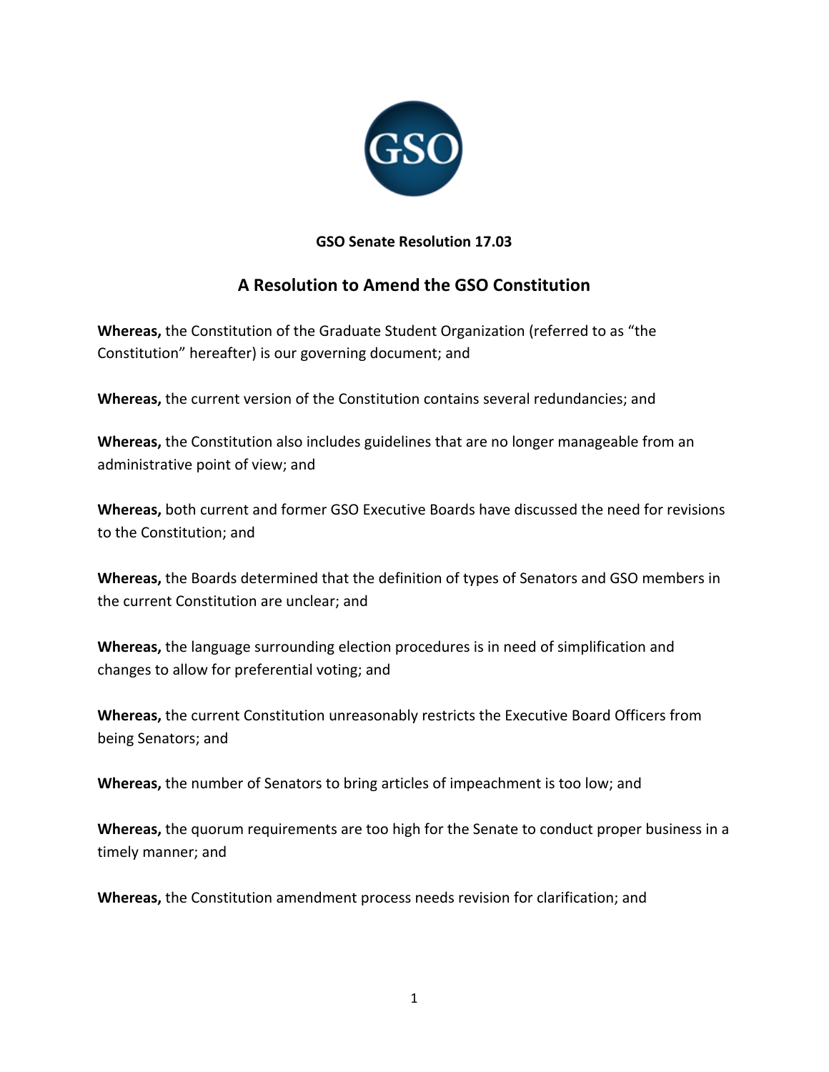**GSO Senate Resolution 17.03**

## A Resolution to Amend the GSO Constitution

**Whereas,** the Constitution of the Graduate Student Organization (referred to as "the Constitution" hereafter) is our governing document; and

**Whereas,** the current version of the Constitution contains several redundancies; and

**Whereas,** the Constitution also includes guidelines that are no longer manageable from an administrative point of view; and

**Whereas,** both current and former GSO Executive Boards have discussed the need for revisions to the Constitution; and

**Whereas,** the Boards determined that the definition of types of Senators and GSO members in the current Constitution are unclear; and

**Whereas,** the language surrounding election procedures is in need of simplification and changes to allow for preferential voting; and

**Whereas,** the current Constitution unreasonably restricts the Executive Board Officers from being Senators; and

**Whereas,** the number of Senators to bring articles of impeachment is too low; and

**Whereas,** the quorum requirements are too high for the Senate to conduct proper business in a timely manner; and

**Whereas,** the Constitution amendment process needs revision for clarification; and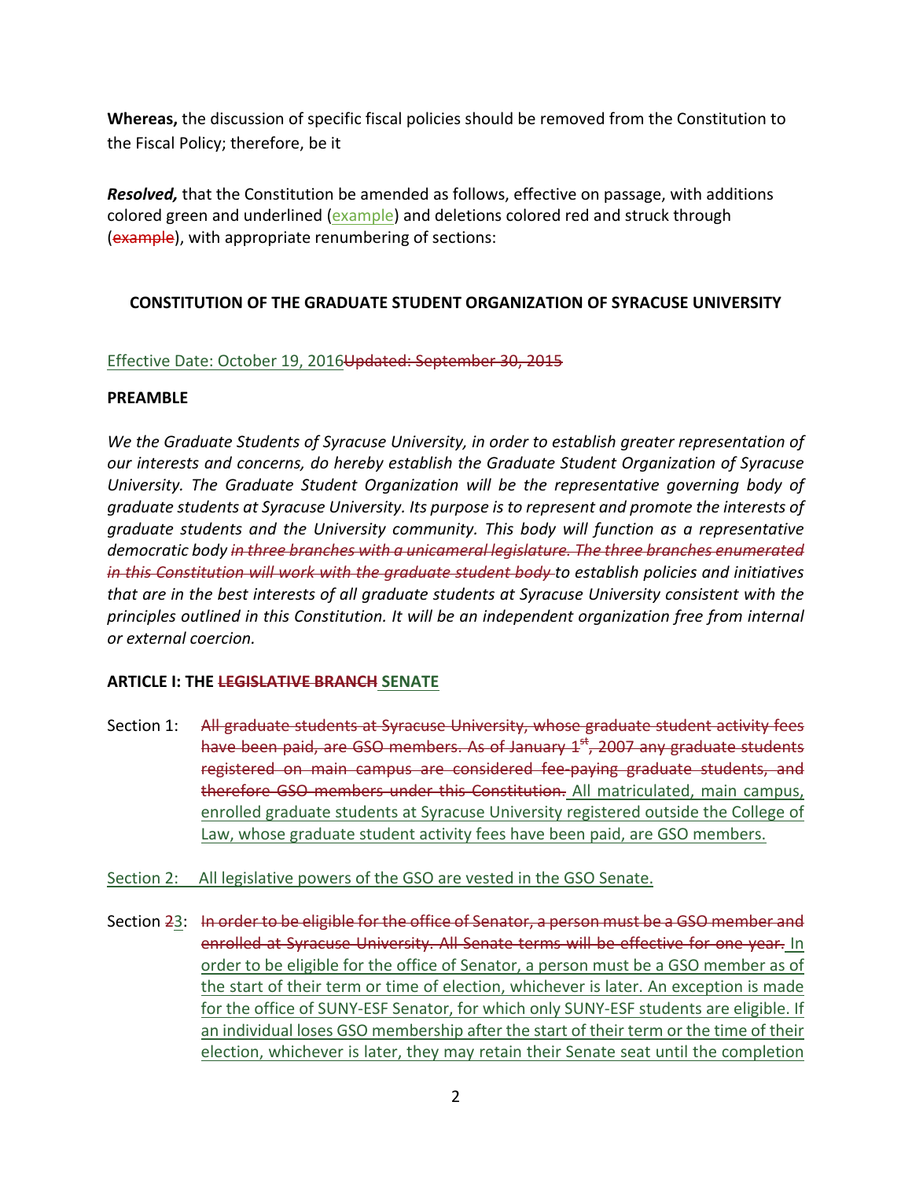**Whereas,** the discussion of specific fiscal policies should be removed from the Constitution to the Fiscal Policy; therefore, be it

***Resolved,*** that the Constitution be amended as follows, effective on passage, with additions colored green and underlined (<u>example</u>) and deletions colored red and struck through (~~example~~), with appropriate renumbering of sections:

**CONSTITUTION OF THE GRADUATE STUDENT ORGANIZATION OF SYRACUSE UNIVERSITY**

<u>Effective Date: October 19, 2016</u>~~Updated: September 30, 2015~~

**PREAMBLE**

*We the Graduate Students of Syracuse University, in order to establish greater representation of our interests and concerns, do hereby establish the Graduate Student Organization of Syracuse University. The Graduate Student Organization will be the representative governing body of graduate students at Syracuse University. Its purpose is to represent and promote the interests of graduate students and the University community. This body will function as a representative democratic body ~~in three branches with a unicameral legislature. The three branches enumerated in this Constitution will work with the graduate student body~~ to establish policies and initiatives that are in the best interests of all graduate students at Syracuse University consistent with the principles outlined in this Constitution. It will be an independent organization free from internal or external coercion.*

**ARTICLE I: THE ~~LEGISLATIVE BRANCH~~ <u>SENATE</u>**

Section 1: ~~All graduate students at Syracuse University, whose graduate student activity fees have been paid, are GSO members. As of January 1st, 2007 any graduate students registered on main campus are considered fee-paying graduate students, and therefore GSO members under this Constitution.~~ <u>All matriculated, main campus, enrolled graduate students at Syracuse University registered outside the College of Law, whose graduate student activity fees have been paid, are GSO members.</u>

<u>Section 2: All legislative powers of the GSO are vested in the GSO Senate.</u>

Section ~~2~~<u>3</u>: ~~In order to be eligible for the office of Senator, a person must be a GSO member and enrolled at Syracuse University. All Senate terms will be effective for one year.~~ <u>In order to be eligible for the office of Senator, a person must be a GSO member as of the start of their term or time of election, whichever is later. An exception is made for the office of SUNY-ESF Senator, for which only SUNY-ESF students are eligible. If an individual loses GSO membership after the start of their term or the time of their election, whichever is later, they may retain their Senate seat until the completion</u>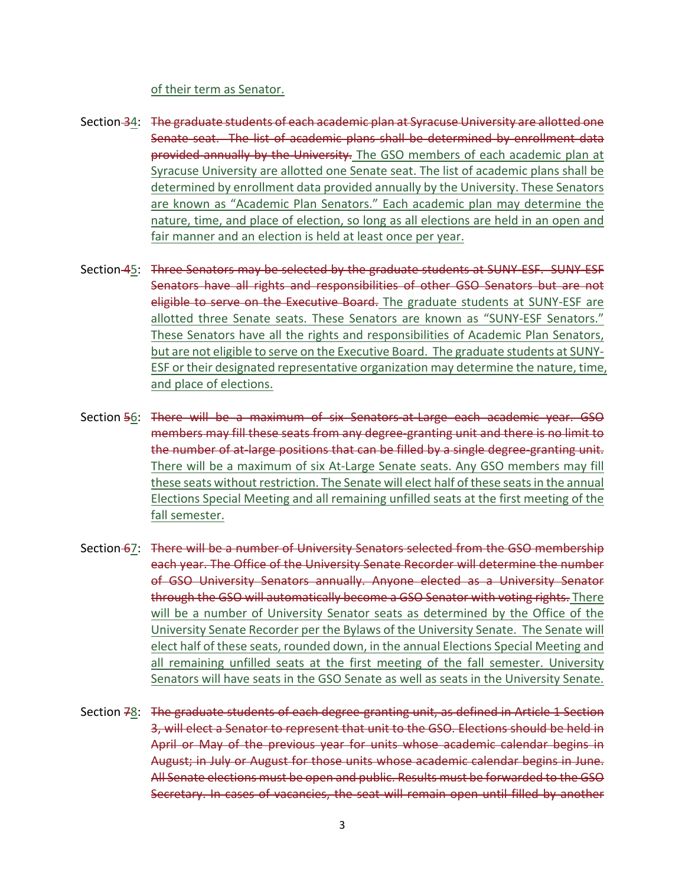<ins>of their term as Senator.</ins>

Section ~~3~~<ins>4</ins>: ~~The graduate students of each academic plan at Syracuse University are allotted one Senate seat. The list of academic plans shall be determined by enrollment data provided annually by the University.~~ <ins>The GSO members of each academic plan at Syracuse University are allotted one Senate seat. The list of academic plans shall be determined by enrollment data provided annually by the University. These Senators are known as "Academic Plan Senators." Each academic plan may determine the nature, time, and place of election, so long as all elections are held in an open and fair manner and an election is held at least once per year.</ins>

Section ~~4~~<ins>5</ins>: ~~Three Senators may be selected by the graduate students at SUNY-ESF. SUNY-ESF Senators have all rights and responsibilities of other GSO Senators but are not eligible to serve on the Executive Board.~~ <ins>The graduate students at SUNY-ESF are allotted three Senate seats. These Senators are known as "SUNY-ESF Senators." These Senators have all the rights and responsibilities of Academic Plan Senators, but are not eligible to serve on the Executive Board. The graduate students at SUNY-ESF or their designated representative organization may determine the nature, time, and place of elections.</ins>

Section ~~5~~<ins>6</ins>: ~~There will be a maximum of six Senators-at-Large each academic year. GSO members may fill these seats from any degree-granting unit and there is no limit to the number of at-large positions that can be filled by a single degree-granting unit.~~ <ins>There will be a maximum of six At-Large Senate seats. Any GSO members may fill these seats without restriction. The Senate will elect half of these seats in the annual Elections Special Meeting and all remaining unfilled seats at the first meeting of the fall semester.</ins>

Section ~~6~~<ins>7</ins>: ~~There will be a number of University Senators selected from the GSO membership each year. The Office of the University Senate Recorder will determine the number of GSO University Senators annually. Anyone elected as a University Senator through the GSO will automatically become a GSO Senator with voting rights.~~ <ins>There will be a number of University Senator seats as determined by the Office of the University Senate Recorder per the Bylaws of the University Senate. The Senate will elect half of these seats, rounded down, in the annual Elections Special Meeting and all remaining unfilled seats at the first meeting of the fall semester. University Senators will have seats in the GSO Senate as well as seats in the University Senate.</ins>

Section ~~7~~<ins>8</ins>: ~~The graduate students of each degree-granting unit, as defined in Article 1 Section 3, will elect a Senator to represent that unit to the GSO. Elections should be held in April or May of the previous year for units whose academic calendar begins in August; in July or August for those units whose academic calendar begins in June. All Senate elections must be open and public. Results must be forwarded to the GSO Secretary. In cases of vacancies, the seat will remain open until filled by another~~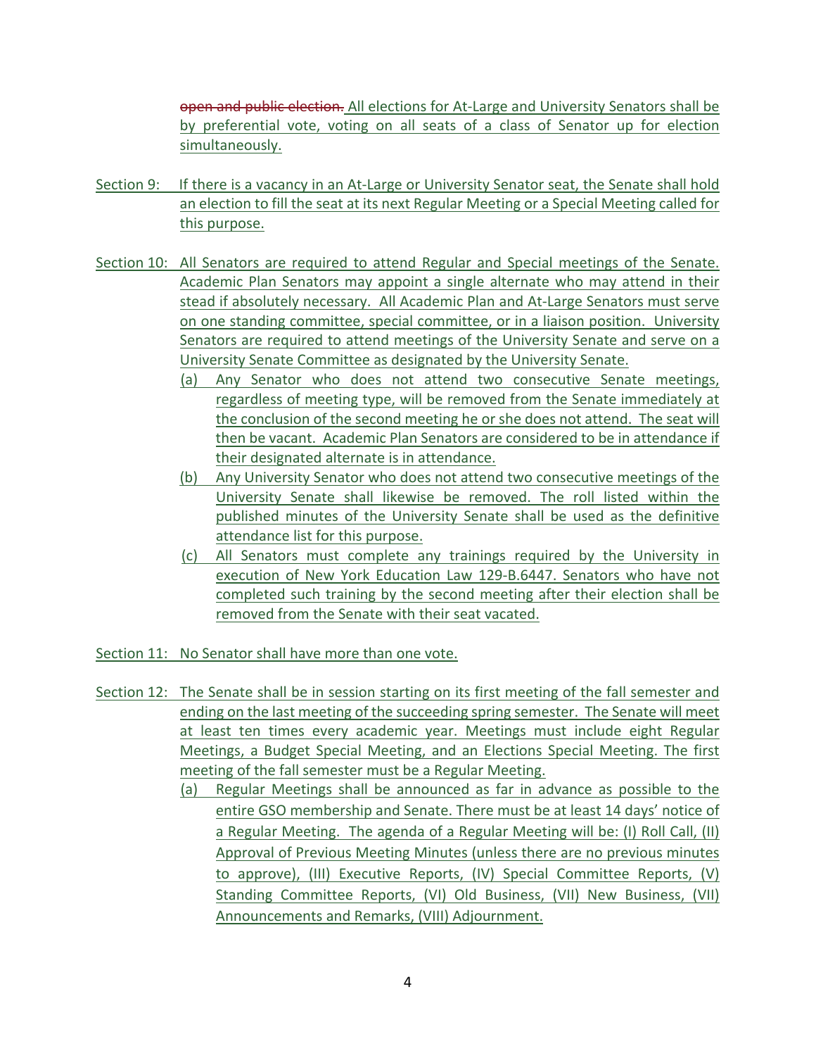~~open and public election.~~ All elections for At-Large and University Senators shall be by preferential vote, voting on all seats of a class of Senator up for election simultaneously.

Section 9: If there is a vacancy in an At-Large or University Senator seat, the Senate shall hold an election to fill the seat at its next Regular Meeting or a Special Meeting called for this purpose.

Section 10: All Senators are required to attend Regular and Special meetings of the Senate. Academic Plan Senators may appoint a single alternate who may attend in their stead if absolutely necessary. All Academic Plan and At-Large Senators must serve on one standing committee, special committee, or in a liaison position. University Senators are required to attend meetings of the University Senate and serve on a University Senate Committee as designated by the University Senate.

- (a) Any Senator who does not attend two consecutive Senate meetings, regardless of meeting type, will be removed from the Senate immediately at the conclusion of the second meeting he or she does not attend. The seat will then be vacant. Academic Plan Senators are considered to be in attendance if their designated alternate is in attendance.
- (b) Any University Senator who does not attend two consecutive meetings of the University Senate shall likewise be removed. The roll listed within the published minutes of the University Senate shall be used as the definitive attendance list for this purpose.
- (c) All Senators must complete any trainings required by the University in execution of New York Education Law 129-B.6447. Senators who have not completed such training by the second meeting after their election shall be removed from the Senate with their seat vacated.

Section 11: No Senator shall have more than one vote.

Section 12: The Senate shall be in session starting on its first meeting of the fall semester and ending on the last meeting of the succeeding spring semester. The Senate will meet at least ten times every academic year. Meetings must include eight Regular Meetings, a Budget Special Meeting, and an Elections Special Meeting. The first meeting of the fall semester must be a Regular Meeting.

- (a) Regular Meetings shall be announced as far in advance as possible to the entire GSO membership and Senate. There must be at least 14 days' notice of a Regular Meeting. The agenda of a Regular Meeting will be: (I) Roll Call, (II) Approval of Previous Meeting Minutes (unless there are no previous minutes to approve), (III) Executive Reports, (IV) Special Committee Reports, (V) Standing Committee Reports, (VI) Old Business, (VII) New Business, (VII) Announcements and Remarks, (VIII) Adjournment.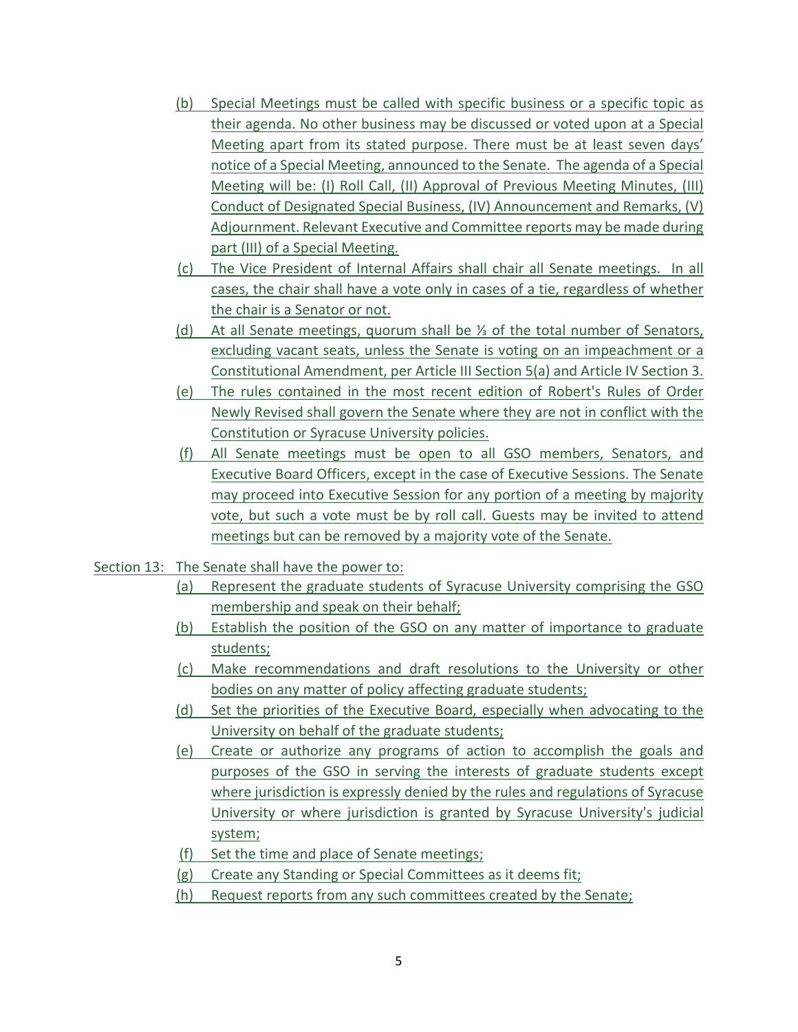(b) Special Meetings must be called with specific business or a specific topic as their agenda. No other business may be discussed or voted upon at a Special Meeting apart from its stated purpose. There must be at least seven days' notice of a Special Meeting, announced to the Senate. The agenda of a Special Meeting will be: (I) Roll Call, (II) Approval of Previous Meeting Minutes, (III) Conduct of Designated Special Business, (IV) Announcement and Remarks, (V) Adjournment. Relevant Executive and Committee reports may be made during part (III) of a Special Meeting.

(c) The Vice President of Internal Affairs shall chair all Senate meetings. In all cases, the chair shall have a vote only in cases of a tie, regardless of whether the chair is a Senator or not.

(d) At all Senate meetings, quorum shall be ⅓ of the total number of Senators, excluding vacant seats, unless the Senate is voting on an impeachment or a Constitutional Amendment, per Article III Section 5(a) and Article IV Section 3.

(e) The rules contained in the most recent edition of Robert's Rules of Order Newly Revised shall govern the Senate where they are not in conflict with the Constitution or Syracuse University policies.

(f) All Senate meetings must be open to all GSO members, Senators, and Executive Board Officers, except in the case of Executive Sessions. The Senate may proceed into Executive Session for any portion of a meeting by majority vote, but such a vote must be by roll call. Guests may be invited to attend meetings but can be removed by a majority vote of the Senate.

Section 13: The Senate shall have the power to:

(a) Represent the graduate students of Syracuse University comprising the GSO membership and speak on their behalf;

(b) Establish the position of the GSO on any matter of importance to graduate students;

(c) Make recommendations and draft resolutions to the University or other bodies on any matter of policy affecting graduate students;

(d) Set the priorities of the Executive Board, especially when advocating to the University on behalf of the graduate students;

(e) Create or authorize any programs of action to accomplish the goals and purposes of the GSO in serving the interests of graduate students except where jurisdiction is expressly denied by the rules and regulations of Syracuse University or where jurisdiction is granted by Syracuse University's judicial system;

(f) Set the time and place of Senate meetings;

(g) Create any Standing or Special Committees as it deems fit;

(h) Request reports from any such committees created by the Senate;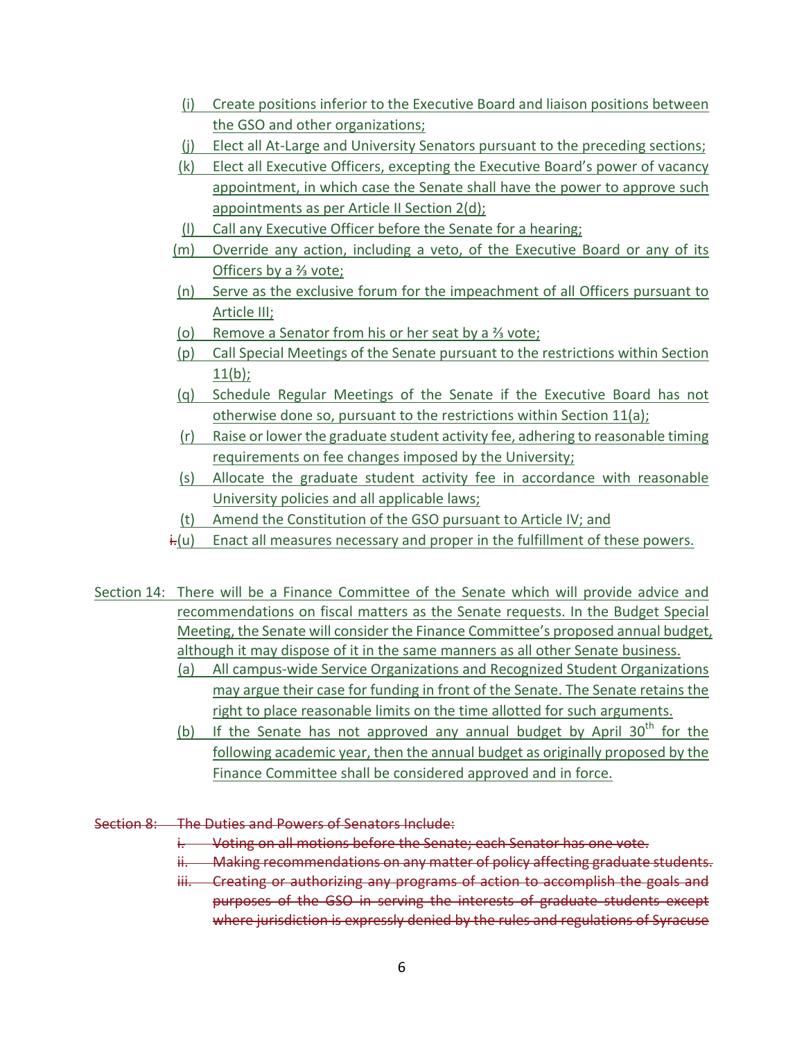(i) Create positions inferior to the Executive Board and liaison positions between the GSO and other organizations;

(j) Elect all At-Large and University Senators pursuant to the preceding sections;

(k) Elect all Executive Officers, excepting the Executive Board's power of vacancy appointment, in which case the Senate shall have the power to approve such appointments as per Article II Section 2(d);

(l) Call any Executive Officer before the Senate for a hearing;

(m) Override any action, including a veto, of the Executive Board or any of its Officers by a ⅔ vote;

(n) Serve as the exclusive forum for the impeachment of all Officers pursuant to Article III;

(o) Remove a Senator from his or her seat by a ⅔ vote;

(p) Call Special Meetings of the Senate pursuant to the restrictions within Section 11(b);

(q) Schedule Regular Meetings of the Senate if the Executive Board has not otherwise done so, pursuant to the restrictions within Section 11(a);

(r) Raise or lower the graduate student activity fee, adhering to reasonable timing requirements on fee changes imposed by the University;

(s) Allocate the graduate student activity fee in accordance with reasonable University policies and all applicable laws;

(t) Amend the Constitution of the GSO pursuant to Article IV; and

~~i.~~(u) Enact all measures necessary and proper in the fulfillment of these powers.

Section 14: There will be a Finance Committee of the Senate which will provide advice and recommendations on fiscal matters as the Senate requests. In the Budget Special Meeting, the Senate will consider the Finance Committee's proposed annual budget, although it may dispose of it in the same manners as all other Senate business.

(a) All campus-wide Service Organizations and Recognized Student Organizations may argue their case for funding in front of the Senate. The Senate retains the right to place reasonable limits on the time allotted for such arguments.

(b) If the Senate has not approved any annual budget by April 30th for the following academic year, then the annual budget as originally proposed by the Finance Committee shall be considered approved and in force.

~~Section 8: The Duties and Powers of Senators Include:~~

~~i. Voting on all motions before the Senate; each Senator has one vote.~~

~~ii. Making recommendations on any matter of policy affecting graduate students.~~

~~iii. Creating or authorizing any programs of action to accomplish the goals and purposes of the GSO in serving the interests of graduate students except where jurisdiction is expressly denied by the rules and regulations of Syracuse~~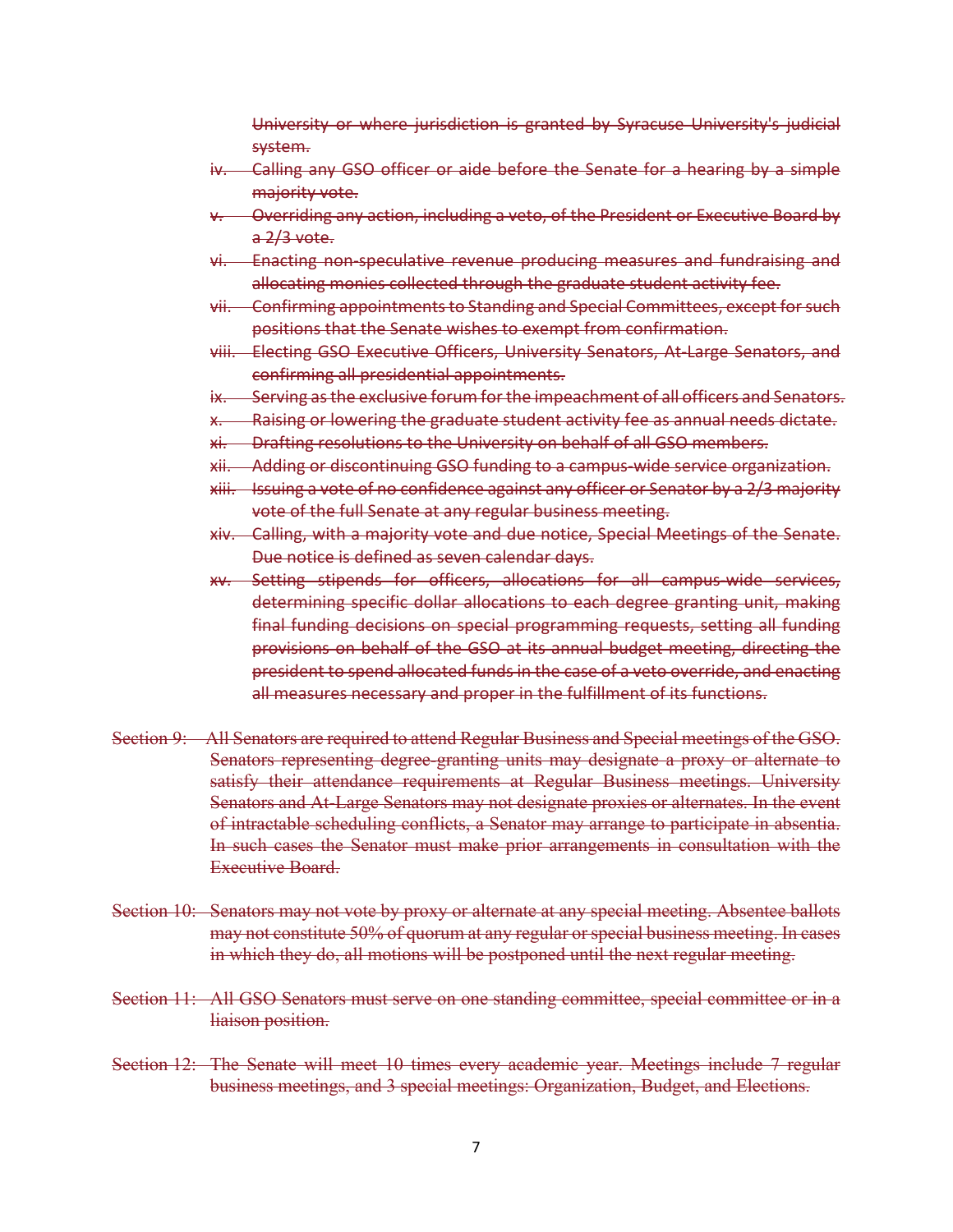~~University or where jurisdiction is granted by Syracuse University's judicial system.~~

~~iv. Calling any GSO officer or aide before the Senate for a hearing by a simple majority vote.~~

~~v. Overriding any action, including a veto, of the President or Executive Board by a 2/3 vote.~~

~~vi. Enacting non-speculative revenue producing measures and fundraising and allocating monies collected through the graduate student activity fee.~~

~~vii. Confirming appointments to Standing and Special Committees, except for such positions that the Senate wishes to exempt from confirmation.~~

~~viii. Electing GSO Executive Officers, University Senators, At-Large Senators, and confirming all presidential appointments.~~

~~ix. Serving as the exclusive forum for the impeachment of all officers and Senators.~~

~~x. Raising or lowering the graduate student activity fee as annual needs dictate.~~

~~xi. Drafting resolutions to the University on behalf of all GSO members.~~

~~xii. Adding or discontinuing GSO funding to a campus-wide service organization.~~

~~xiii. Issuing a vote of no confidence against any officer or Senator by a 2/3 majority vote of the full Senate at any regular business meeting.~~

~~xiv. Calling, with a majority vote and due notice, Special Meetings of the Senate. Due notice is defined as seven calendar days.~~

~~xv. Setting stipends for officers, allocations for all campus-wide services, determining specific dollar allocations to each degree granting unit, making final funding decisions on special programming requests, setting all funding provisions on behalf of the GSO at its annual budget meeting, directing the president to spend allocated funds in the case of a veto override, and enacting all measures necessary and proper in the fulfillment of its functions.~~

~~Section 9: All Senators are required to attend Regular Business and Special meetings of the GSO. Senators representing degree-granting units may designate a proxy or alternate to satisfy their attendance requirements at Regular Business meetings. University Senators and At-Large Senators may not designate proxies or alternates. In the event of intractable scheduling conflicts, a Senator may arrange to participate in absentia. In such cases the Senator must make prior arrangements in consultation with the Executive Board.~~

~~Section 10: Senators may not vote by proxy or alternate at any special meeting. Absentee ballots may not constitute 50% of quorum at any regular or special business meeting. In cases in which they do, all motions will be postponed until the next regular meeting.~~

~~Section 11: All GSO Senators must serve on one standing committee, special committee or in a liaison position.~~

~~Section 12: The Senate will meet 10 times every academic year. Meetings include 7 regular business meetings, and 3 special meetings: Organization, Budget, and Elections.~~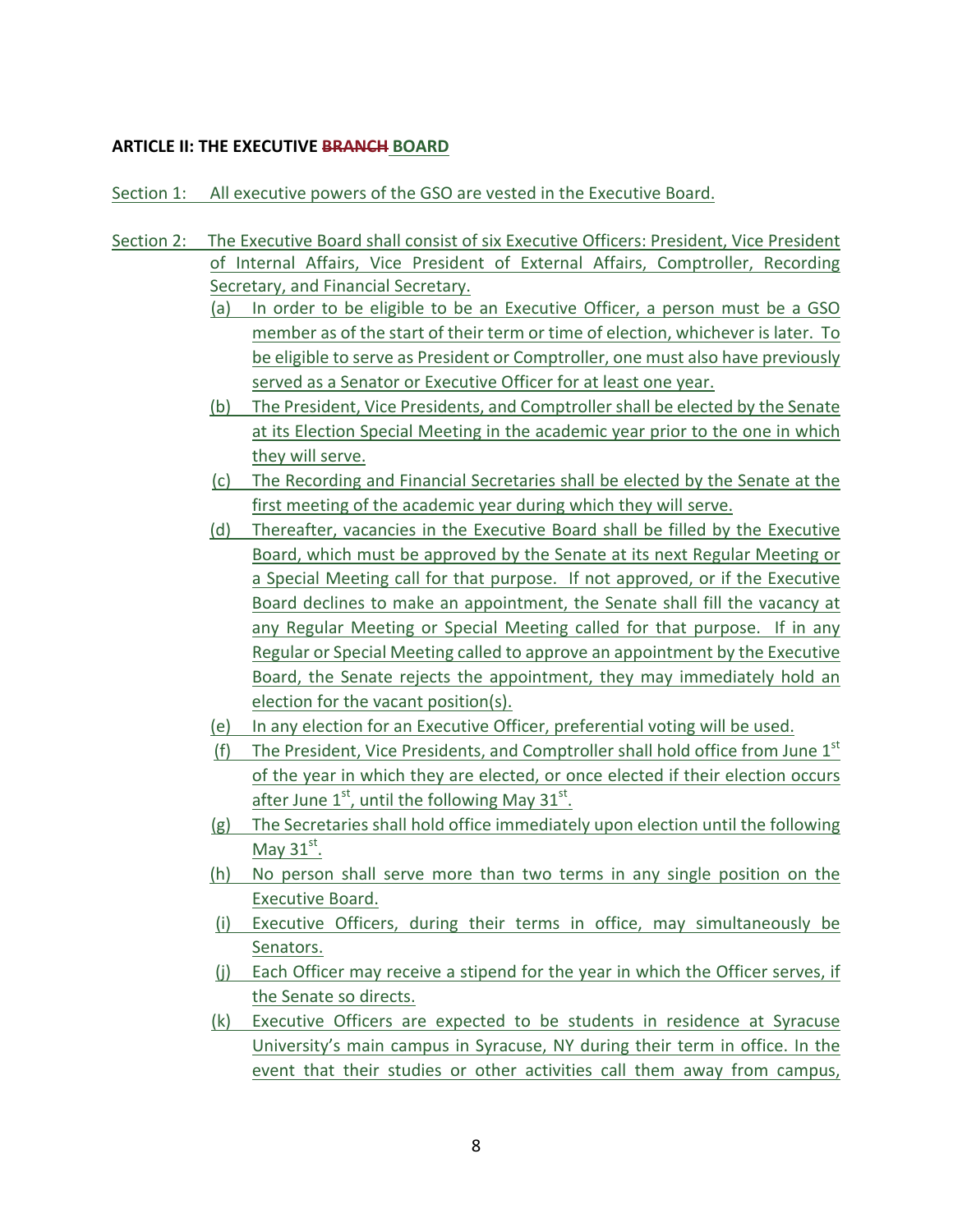**ARTICLE II: THE EXECUTIVE ~~BRANCH~~ BOARD**

Section 1: All executive powers of the GSO are vested in the Executive Board.

Section 2: The Executive Board shall consist of six Executive Officers: President, Vice President of Internal Affairs, Vice President of External Affairs, Comptroller, Recording Secretary, and Financial Secretary.

(a) In order to be eligible to be an Executive Officer, a person must be a GSO member as of the start of their term or time of election, whichever is later. To be eligible to serve as President or Comptroller, one must also have previously served as a Senator or Executive Officer for at least one year.

(b) The President, Vice Presidents, and Comptroller shall be elected by the Senate at its Election Special Meeting in the academic year prior to the one in which they will serve.

(c) The Recording and Financial Secretaries shall be elected by the Senate at the first meeting of the academic year during which they will serve.

(d) Thereafter, vacancies in the Executive Board shall be filled by the Executive Board, which must be approved by the Senate at its next Regular Meeting or a Special Meeting call for that purpose. If not approved, or if the Executive Board declines to make an appointment, the Senate shall fill the vacancy at any Regular Meeting or Special Meeting called for that purpose. If in any Regular or Special Meeting called to approve an appointment by the Executive Board, the Senate rejects the appointment, they may immediately hold an election for the vacant position(s).

(e) In any election for an Executive Officer, preferential voting will be used.

(f) The President, Vice Presidents, and Comptroller shall hold office from June 1st of the year in which they are elected, or once elected if their election occurs after June 1st, until the following May 31st.

(g) The Secretaries shall hold office immediately upon election until the following May 31st.

(h) No person shall serve more than two terms in any single position on the Executive Board.

(i) Executive Officers, during their terms in office, may simultaneously be Senators.

(j) Each Officer may receive a stipend for the year in which the Officer serves, if the Senate so directs.

(k) Executive Officers are expected to be students in residence at Syracuse University's main campus in Syracuse, NY during their term in office. In the event that their studies or other activities call them away from campus,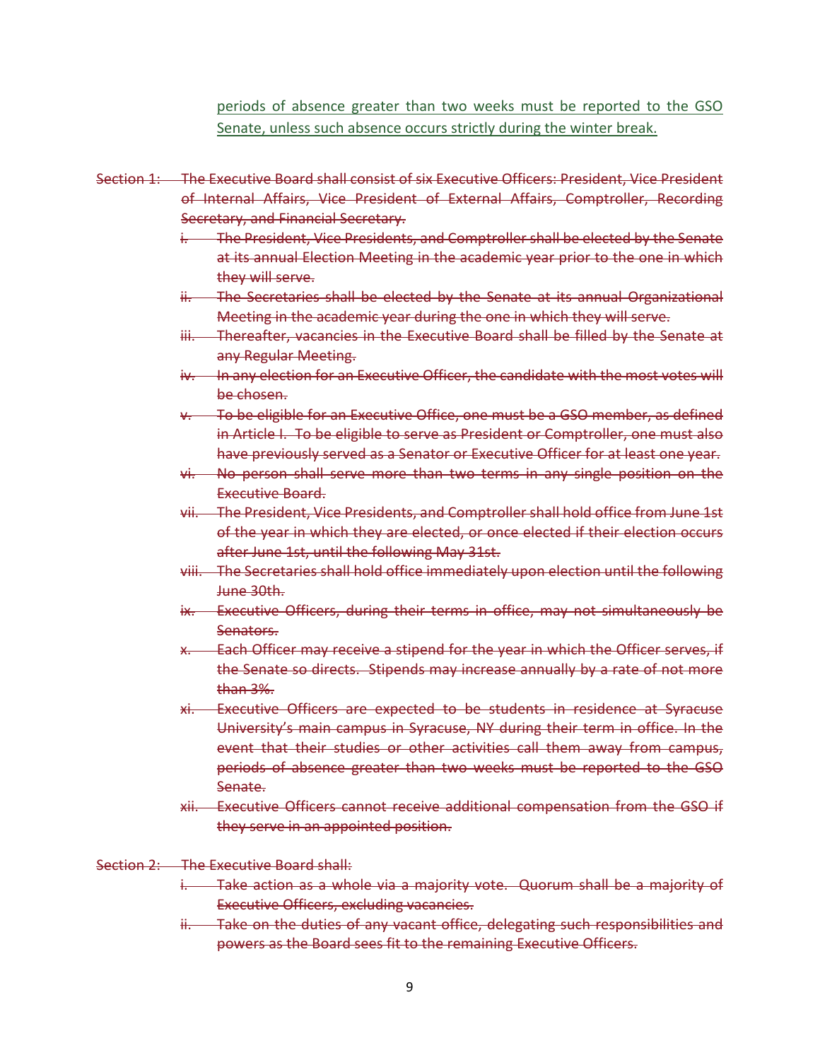periods of absence greater than two weeks must be reported to the GSO Senate, unless such absence occurs strictly during the winter break.

~~Section 1: The Executive Board shall consist of six Executive Officers: President, Vice President of Internal Affairs, Vice President of External Affairs, Comptroller, Recording Secretary, and Financial Secretary.~~

- ~~i. The President, Vice Presidents, and Comptroller shall be elected by the Senate at its annual Election Meeting in the academic year prior to the one in which they will serve.~~
- ~~ii. The Secretaries shall be elected by the Senate at its annual Organizational Meeting in the academic year during the one in which they will serve.~~
- ~~iii. Thereafter, vacancies in the Executive Board shall be filled by the Senate at any Regular Meeting.~~
- ~~iv. In any election for an Executive Officer, the candidate with the most votes will be chosen.~~
- ~~v. To be eligible for an Executive Office, one must be a GSO member, as defined in Article I. To be eligible to serve as President or Comptroller, one must also have previously served as a Senator or Executive Officer for at least one year.~~
- ~~vi. No person shall serve more than two terms in any single position on the Executive Board.~~
- ~~vii. The President, Vice Presidents, and Comptroller shall hold office from June 1st of the year in which they are elected, or once elected if their election occurs after June 1st, until the following May 31st.~~
- ~~viii. The Secretaries shall hold office immediately upon election until the following June 30th.~~
- ~~ix. Executive Officers, during their terms in office, may not simultaneously be Senators.~~
- ~~x. Each Officer may receive a stipend for the year in which the Officer serves, if the Senate so directs. Stipends may increase annually by a rate of not more than 3%.~~
- ~~xi. Executive Officers are expected to be students in residence at Syracuse University's main campus in Syracuse, NY during their term in office. In the event that their studies or other activities call them away from campus, periods of absence greater than two weeks must be reported to the GSO Senate.~~
- ~~xii. Executive Officers cannot receive additional compensation from the GSO if they serve in an appointed position.~~

~~Section 2: The Executive Board shall:~~

- ~~i. Take action as a whole via a majority vote. Quorum shall be a majority of Executive Officers, excluding vacancies.~~
- ~~ii. Take on the duties of any vacant office, delegating such responsibilities and powers as the Board sees fit to the remaining Executive Officers.~~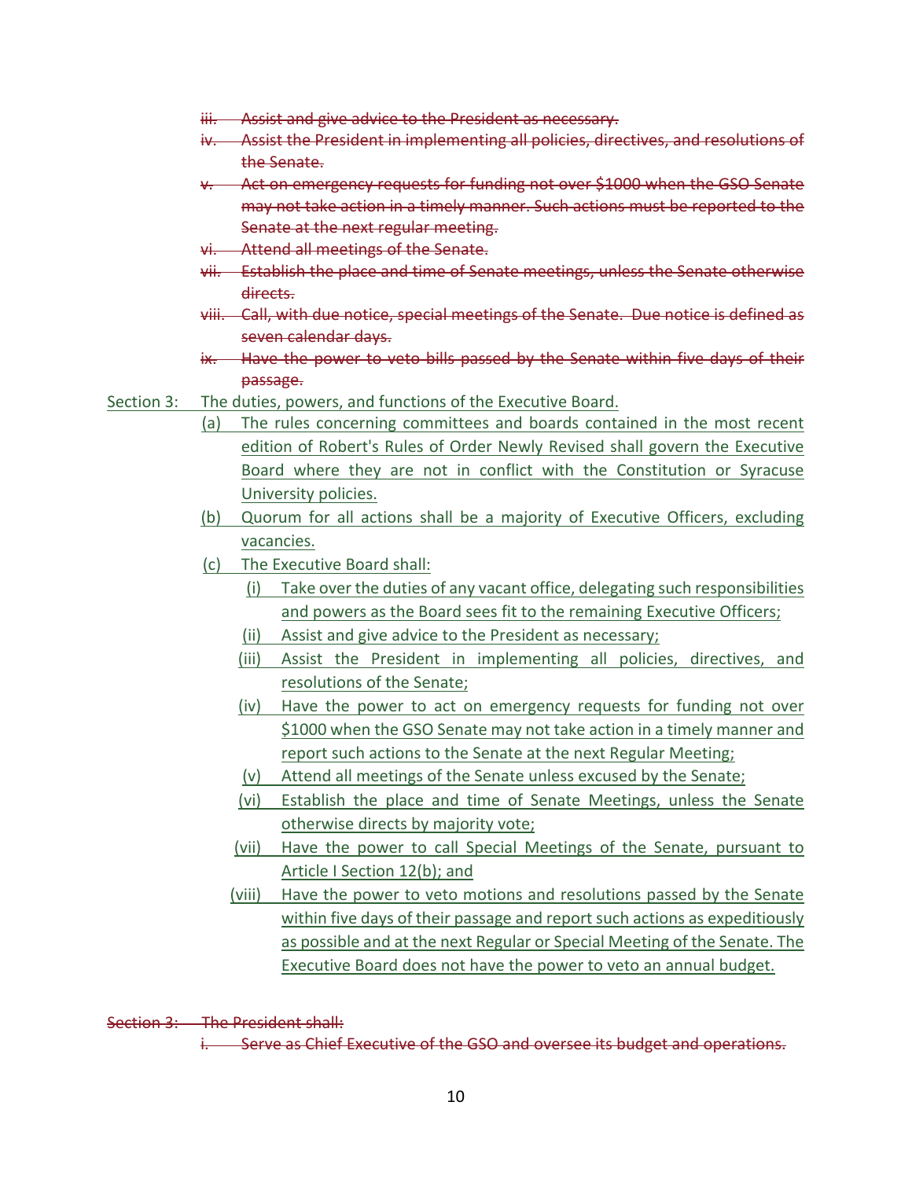~~iii. Assist and give advice to the President as necessary.~~

~~iv. Assist the President in implementing all policies, directives, and resolutions of the Senate.~~

~~v. Act on emergency requests for funding not over $1000 when the GSO Senate may not take action in a timely manner. Such actions must be reported to the Senate at the next regular meeting.~~

~~vi. Attend all meetings of the Senate.~~

~~vii. Establish the place and time of Senate meetings, unless the Senate otherwise directs.~~

~~viii. Call, with due notice, special meetings of the Senate. Due notice is defined as seven calendar days.~~

~~ix. Have the power to veto bills passed by the Senate within five days of their passage.~~

<u>Section 3: The duties, powers, and functions of the Executive Board.</u>

<u>(a) The rules concerning committees and boards contained in the most recent edition of Robert's Rules of Order Newly Revised shall govern the Executive Board where they are not in conflict with the Constitution or Syracuse University policies.</u>

<u>(b) Quorum for all actions shall be a majority of Executive Officers, excluding vacancies.</u>

<u>(c) The Executive Board shall:</u>

<u>(i) Take over the duties of any vacant office, delegating such responsibilities and powers as the Board sees fit to the remaining Executive Officers;</u>

<u>(ii) Assist and give advice to the President as necessary;</u>

<u>(iii) Assist the President in implementing all policies, directives, and resolutions of the Senate;</u>

<u>(iv) Have the power to act on emergency requests for funding not over $1000 when the GSO Senate may not take action in a timely manner and report such actions to the Senate at the next Regular Meeting;</u>

<u>(v) Attend all meetings of the Senate unless excused by the Senate;</u>

<u>(vi) Establish the place and time of Senate Meetings, unless the Senate otherwise directs by majority vote;</u>

<u>(vii) Have the power to call Special Meetings of the Senate, pursuant to Article I Section 12(b); and</u>

<u>(viii) Have the power to veto motions and resolutions passed by the Senate within five days of their passage and report such actions as expeditiously as possible and at the next Regular or Special Meeting of the Senate. The Executive Board does not have the power to veto an annual budget.</u>

~~Section 3: The President shall:~~

~~i. Serve as Chief Executive of the GSO and oversee its budget and operations.~~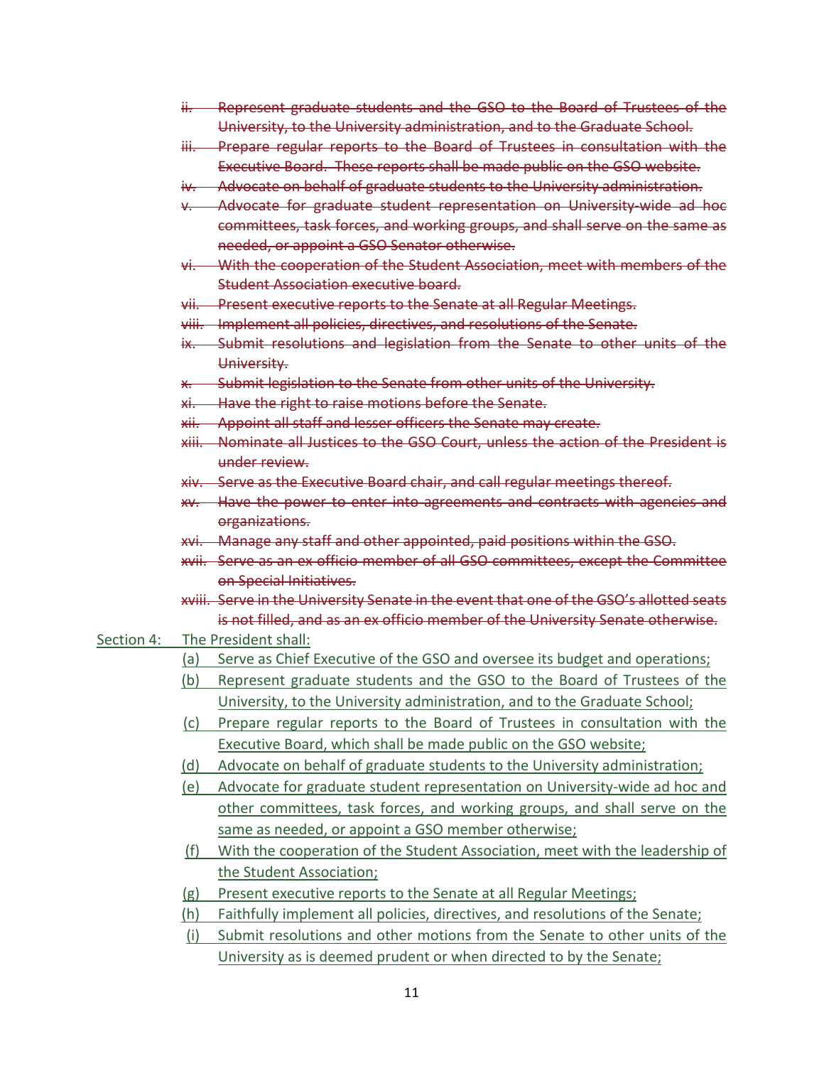~~ii. Represent graduate students and the GSO to the Board of Trustees of the University, to the University administration, and to the Graduate School.~~

~~iii. Prepare regular reports to the Board of Trustees in consultation with the Executive Board. These reports shall be made public on the GSO website.~~

~~iv. Advocate on behalf of graduate students to the University administration.~~

~~v. Advocate for graduate student representation on University-wide ad hoc committees, task forces, and working groups, and shall serve on the same as needed, or appoint a GSO Senator otherwise.~~

~~vi. With the cooperation of the Student Association, meet with members of the Student Association executive board.~~

~~vii. Present executive reports to the Senate at all Regular Meetings.~~

~~viii. Implement all policies, directives, and resolutions of the Senate.~~

~~ix. Submit resolutions and legislation from the Senate to other units of the University.~~

~~x. Submit legislation to the Senate from other units of the University.~~

~~xi. Have the right to raise motions before the Senate.~~

~~xii. Appoint all staff and lesser officers the Senate may create.~~

~~xiii. Nominate all Justices to the GSO Court, unless the action of the President is under review.~~

~~xiv. Serve as the Executive Board chair, and call regular meetings thereof.~~

~~xv. Have the power to enter into agreements and contracts with agencies and organizations.~~

~~xvi. Manage any staff and other appointed, paid positions within the GSO.~~

~~xvii. Serve as an ex officio member of all GSO committees, except the Committee on Special Initiatives.~~

~~xviii. Serve in the University Senate in the event that one of the GSO's allotted seats is not filled, and as an ex officio member of the University Senate otherwise.~~

<u>Section 4: The President shall:</u>

<u>(a) Serve as Chief Executive of the GSO and oversee its budget and operations;</u>

<u>(b) Represent graduate students and the GSO to the Board of Trustees of the University, to the University administration, and to the Graduate School;</u>

<u>(c) Prepare regular reports to the Board of Trustees in consultation with the Executive Board, which shall be made public on the GSO website;</u>

<u>(d) Advocate on behalf of graduate students to the University administration;</u>

<u>(e) Advocate for graduate student representation on University-wide ad hoc and other committees, task forces, and working groups, and shall serve on the same as needed, or appoint a GSO member otherwise;</u>

<u>(f) With the cooperation of the Student Association, meet with the leadership of the Student Association;</u>

<u>(g) Present executive reports to the Senate at all Regular Meetings;</u>

<u>(h) Faithfully implement all policies, directives, and resolutions of the Senate;</u>

<u>(i) Submit resolutions and other motions from the Senate to other units of the University as is deemed prudent or when directed to by the Senate;</u>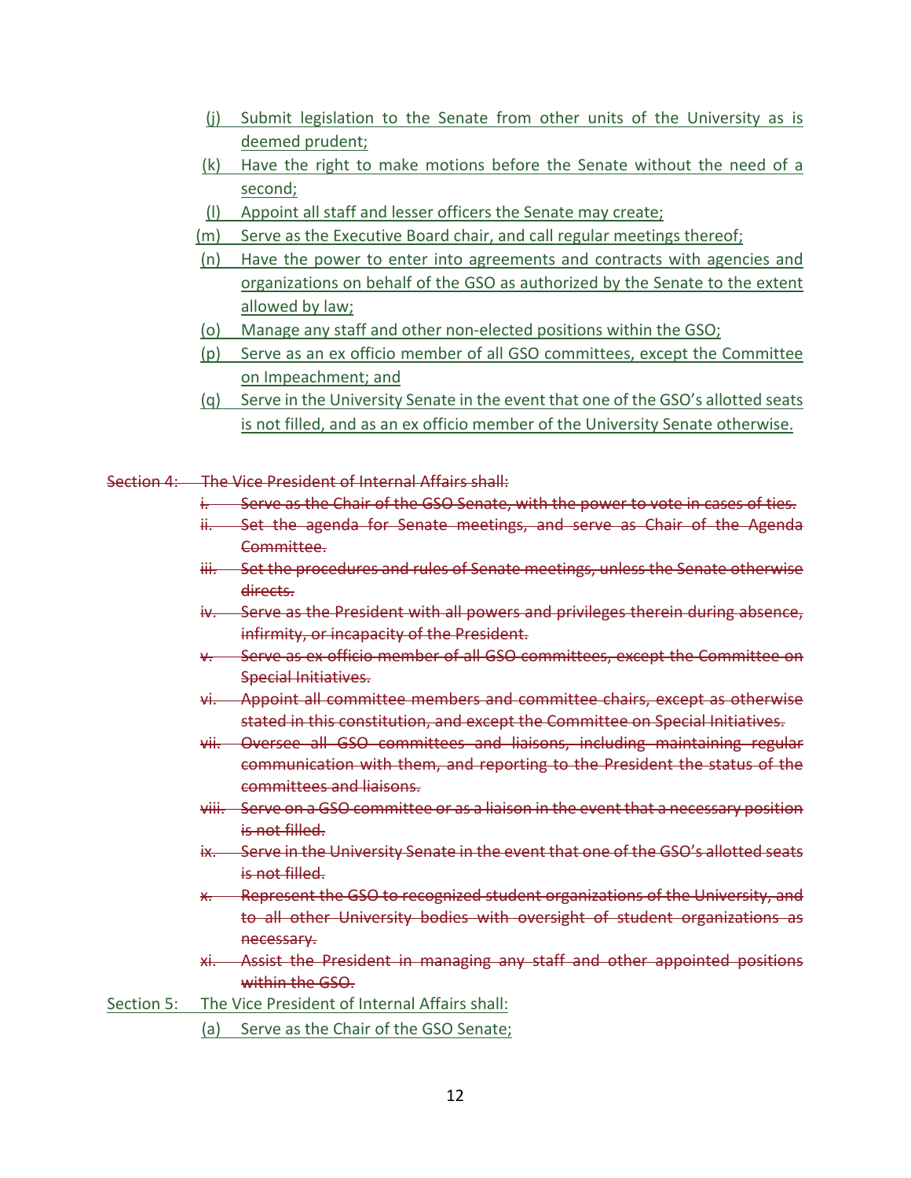(j) Submit legislation to the Senate from other units of the University as is deemed prudent;

(k) Have the right to make motions before the Senate without the need of a second;

(l) Appoint all staff and lesser officers the Senate may create;

(m) Serve as the Executive Board chair, and call regular meetings thereof;

(n) Have the power to enter into agreements and contracts with agencies and organizations on behalf of the GSO as authorized by the Senate to the extent allowed by law;

(o) Manage any staff and other non-elected positions within the GSO;

(p) Serve as an ex officio member of all GSO committees, except the Committee on Impeachment; and

(q) Serve in the University Senate in the event that one of the GSO's allotted seats is not filled, and as an ex officio member of the University Senate otherwise.

~~Section 4: The Vice President of Internal Affairs shall:~~

~~i. Serve as the Chair of the GSO Senate, with the power to vote in cases of ties.~~

~~ii. Set the agenda for Senate meetings, and serve as Chair of the Agenda Committee.~~

~~iii. Set the procedures and rules of Senate meetings, unless the Senate otherwise directs.~~

~~iv. Serve as the President with all powers and privileges therein during absence, infirmity, or incapacity of the President.~~

~~v. Serve as ex officio member of all GSO committees, except the Committee on Special Initiatives.~~

~~vi. Appoint all committee members and committee chairs, except as otherwise stated in this constitution, and except the Committee on Special Initiatives.~~

~~vii. Oversee all GSO committees and liaisons, including maintaining regular communication with them, and reporting to the President the status of the committees and liaisons.~~

~~viii. Serve on a GSO committee or as a liaison in the event that a necessary position is not filled.~~

~~ix. Serve in the University Senate in the event that one of the GSO's allotted seats is not filled.~~

~~x. Represent the GSO to recognized student organizations of the University, and to all other University bodies with oversight of student organizations as necessary.~~

~~xi. Assist the President in managing any staff and other appointed positions within the GSO.~~

Section 5: The Vice President of Internal Affairs shall:

(a) Serve as the Chair of the GSO Senate;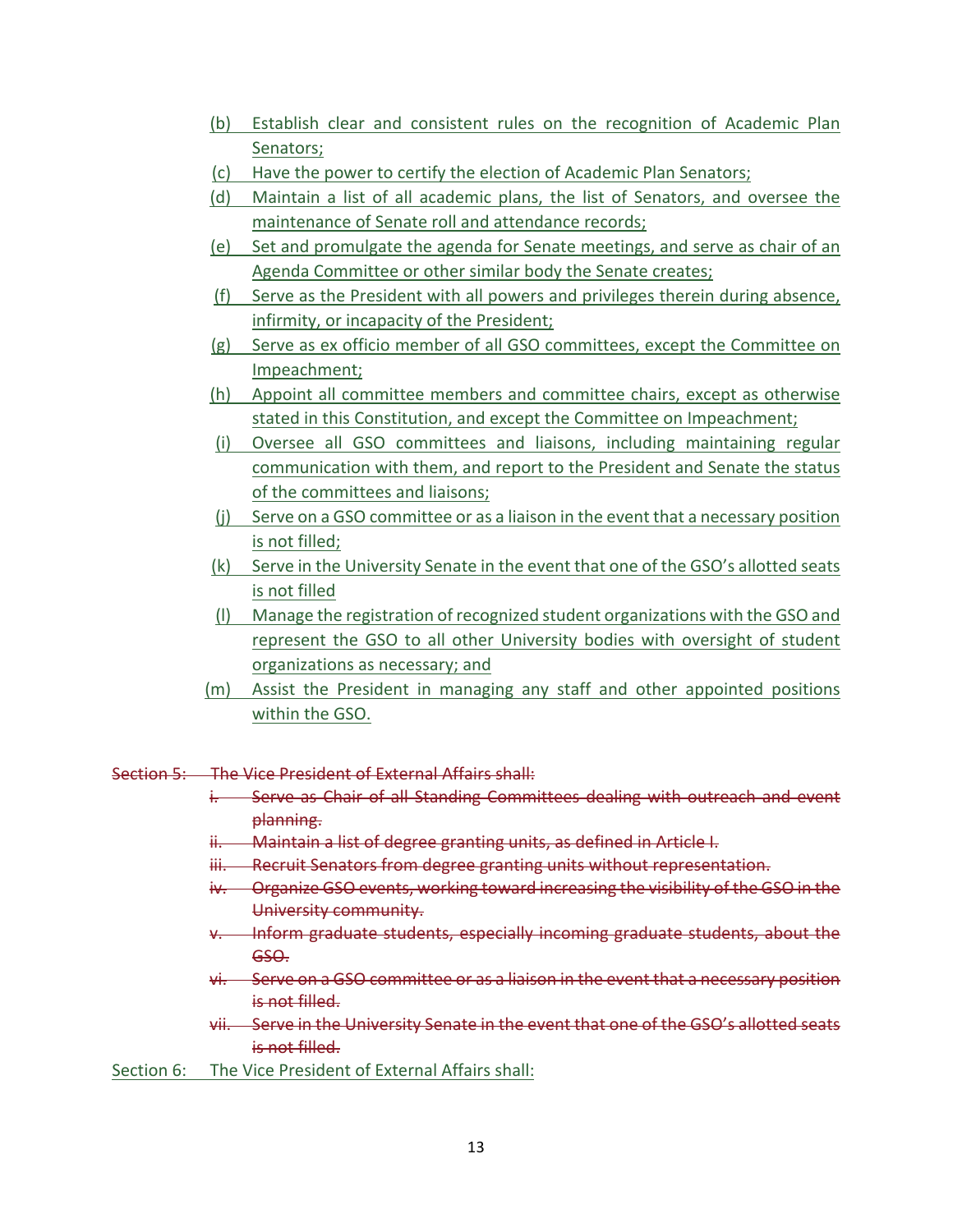(b) Establish clear and consistent rules on the recognition of Academic Plan Senators;

(c) Have the power to certify the election of Academic Plan Senators;

(d) Maintain a list of all academic plans, the list of Senators, and oversee the maintenance of Senate roll and attendance records;

(e) Set and promulgate the agenda for Senate meetings, and serve as chair of an Agenda Committee or other similar body the Senate creates;

(f) Serve as the President with all powers and privileges therein during absence, infirmity, or incapacity of the President;

(g) Serve as ex officio member of all GSO committees, except the Committee on Impeachment;

(h) Appoint all committee members and committee chairs, except as otherwise stated in this Constitution, and except the Committee on Impeachment;

(i) Oversee all GSO committees and liaisons, including maintaining regular communication with them, and report to the President and Senate the status of the committees and liaisons;

(j) Serve on a GSO committee or as a liaison in the event that a necessary position is not filled;

(k) Serve in the University Senate in the event that one of the GSO's allotted seats is not filled

(l) Manage the registration of recognized student organizations with the GSO and represent the GSO to all other University bodies with oversight of student organizations as necessary; and

(m) Assist the President in managing any staff and other appointed positions within the GSO.

~~Section 5: The Vice President of External Affairs shall:~~

~~i. Serve as Chair of all Standing Committees dealing with outreach and event planning.~~

~~ii. Maintain a list of degree granting units, as defined in Article I.~~

~~iii. Recruit Senators from degree granting units without representation.~~

~~iv. Organize GSO events, working toward increasing the visibility of the GSO in the University community.~~

~~v. Inform graduate students, especially incoming graduate students, about the GSO.~~

~~vi. Serve on a GSO committee or as a liaison in the event that a necessary position is not filled.~~

~~vii. Serve in the University Senate in the event that one of the GSO's allotted seats is not filled.~~

Section 6: The Vice President of External Affairs shall: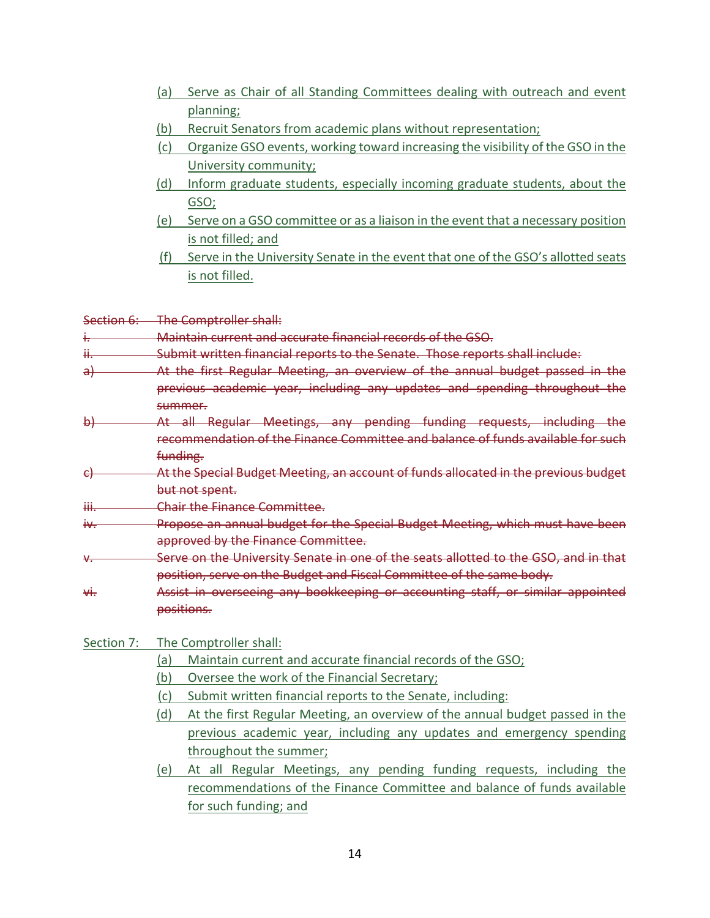(a) Serve as Chair of all Standing Committees dealing with outreach and event planning;

(b) Recruit Senators from academic plans without representation;

(c) Organize GSO events, working toward increasing the visibility of the GSO in the University community;

(d) Inform graduate students, especially incoming graduate students, about the GSO;

(e) Serve on a GSO committee or as a liaison in the event that a necessary position is not filled; and

(f) Serve in the University Senate in the event that one of the GSO's allotted seats is not filled.

~~Section 6: The Comptroller shall:~~

~~i. Maintain current and accurate financial records of the GSO.~~

~~ii. Submit written financial reports to the Senate. Those reports shall include:~~

~~a) At the first Regular Meeting, an overview of the annual budget passed in the previous academic year, including any updates and spending throughout the summer.~~

~~b) At all Regular Meetings, any pending funding requests, including the recommendation of the Finance Committee and balance of funds available for such funding.~~

~~c) At the Special Budget Meeting, an account of funds allocated in the previous budget but not spent.~~

~~iii. Chair the Finance Committee.~~

~~iv. Propose an annual budget for the Special Budget Meeting, which must have been approved by the Finance Committee.~~

~~v. Serve on the University Senate in one of the seats allotted to the GSO, and in that position, serve on the Budget and Fiscal Committee of the same body.~~

~~vi. Assist in overseeing any bookkeeping or accounting staff, or similar appointed positions.~~

Section 7: The Comptroller shall:

(a) Maintain current and accurate financial records of the GSO;

(b) Oversee the work of the Financial Secretary;

(c) Submit written financial reports to the Senate, including:

(d) At the first Regular Meeting, an overview of the annual budget passed in the previous academic year, including any updates and emergency spending throughout the summer;

(e) At all Regular Meetings, any pending funding requests, including the recommendations of the Finance Committee and balance of funds available for such funding; and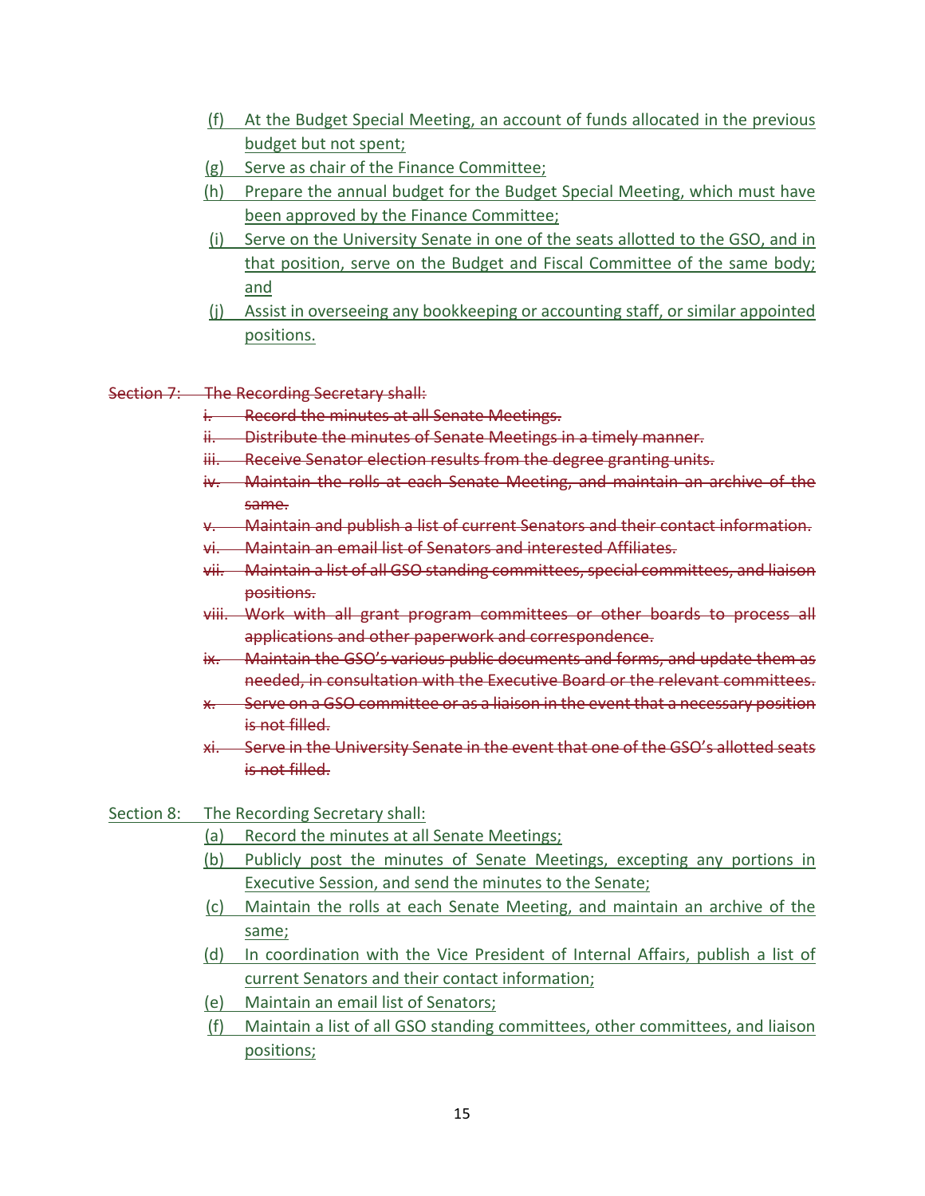(f) At the Budget Special Meeting, an account of funds allocated in the previous budget but not spent;

(g) Serve as chair of the Finance Committee;

(h) Prepare the annual budget for the Budget Special Meeting, which must have been approved by the Finance Committee;

(i) Serve on the University Senate in one of the seats allotted to the GSO, and in that position, serve on the Budget and Fiscal Committee of the same body; and

(j) Assist in overseeing any bookkeeping or accounting staff, or similar appointed positions.

~~Section 7: The Recording Secretary shall:~~

~~i. Record the minutes at all Senate Meetings.~~

~~ii. Distribute the minutes of Senate Meetings in a timely manner.~~

~~iii. Receive Senator election results from the degree granting units.~~

~~iv. Maintain the rolls at each Senate Meeting, and maintain an archive of the same.~~

~~v. Maintain and publish a list of current Senators and their contact information.~~

~~vi. Maintain an email list of Senators and interested Affiliates.~~

~~vii. Maintain a list of all GSO standing committees, special committees, and liaison positions.~~

~~viii. Work with all grant program committees or other boards to process all applications and other paperwork and correspondence.~~

~~ix. Maintain the GSO's various public documents and forms, and update them as needed, in consultation with the Executive Board or the relevant committees.~~

~~x. Serve on a GSO committee or as a liaison in the event that a necessary position is not filled.~~

~~xi. Serve in the University Senate in the event that one of the GSO's allotted seats is not filled.~~

Section 8: The Recording Secretary shall:

(a) Record the minutes at all Senate Meetings;

(b) Publicly post the minutes of Senate Meetings, excepting any portions in Executive Session, and send the minutes to the Senate;

(c) Maintain the rolls at each Senate Meeting, and maintain an archive of the same;

(d) In coordination with the Vice President of Internal Affairs, publish a list of current Senators and their contact information;

(e) Maintain an email list of Senators;

(f) Maintain a list of all GSO standing committees, other committees, and liaison positions;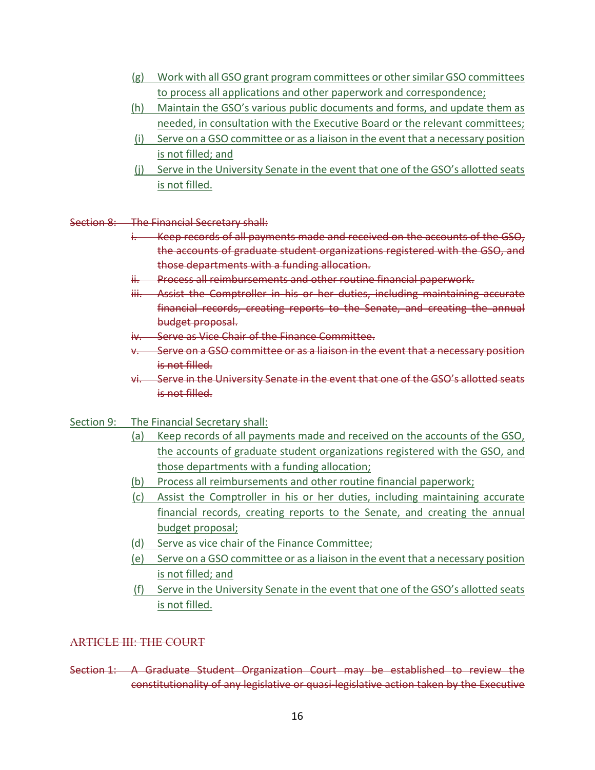(g) Work with all GSO grant program committees or other similar GSO committees to process all applications and other paperwork and correspondence;

(h) Maintain the GSO's various public documents and forms, and update them as needed, in consultation with the Executive Board or the relevant committees;

(i) Serve on a GSO committee or as a liaison in the event that a necessary position is not filled; and

(j) Serve in the University Senate in the event that one of the GSO's allotted seats is not filled.

~~Section 8: The Financial Secretary shall:~~

~~i. Keep records of all payments made and received on the accounts of the GSO, the accounts of graduate student organizations registered with the GSO, and those departments with a funding allocation.~~

~~ii. Process all reimbursements and other routine financial paperwork.~~

~~iii. Assist the Comptroller in his or her duties, including maintaining accurate financial records, creating reports to the Senate, and creating the annual budget proposal.~~

~~iv. Serve as Vice Chair of the Finance Committee.~~

~~v. Serve on a GSO committee or as a liaison in the event that a necessary position is not filled.~~

~~vi. Serve in the University Senate in the event that one of the GSO's allotted seats is not filled.~~

Section 9: The Financial Secretary shall:

(a) Keep records of all payments made and received on the accounts of the GSO, the accounts of graduate student organizations registered with the GSO, and those departments with a funding allocation;

(b) Process all reimbursements and other routine financial paperwork;

(c) Assist the Comptroller in his or her duties, including maintaining accurate financial records, creating reports to the Senate, and creating the annual budget proposal;

(d) Serve as vice chair of the Finance Committee;

(e) Serve on a GSO committee or as a liaison in the event that a necessary position is not filled; and

(f) Serve in the University Senate in the event that one of the GSO's allotted seats is not filled.

~~ARTICLE III: THE COURT~~

~~Section 1: A Graduate Student Organization Court may be established to review the constitutionality of any legislative or quasi-legislative action taken by the Executive~~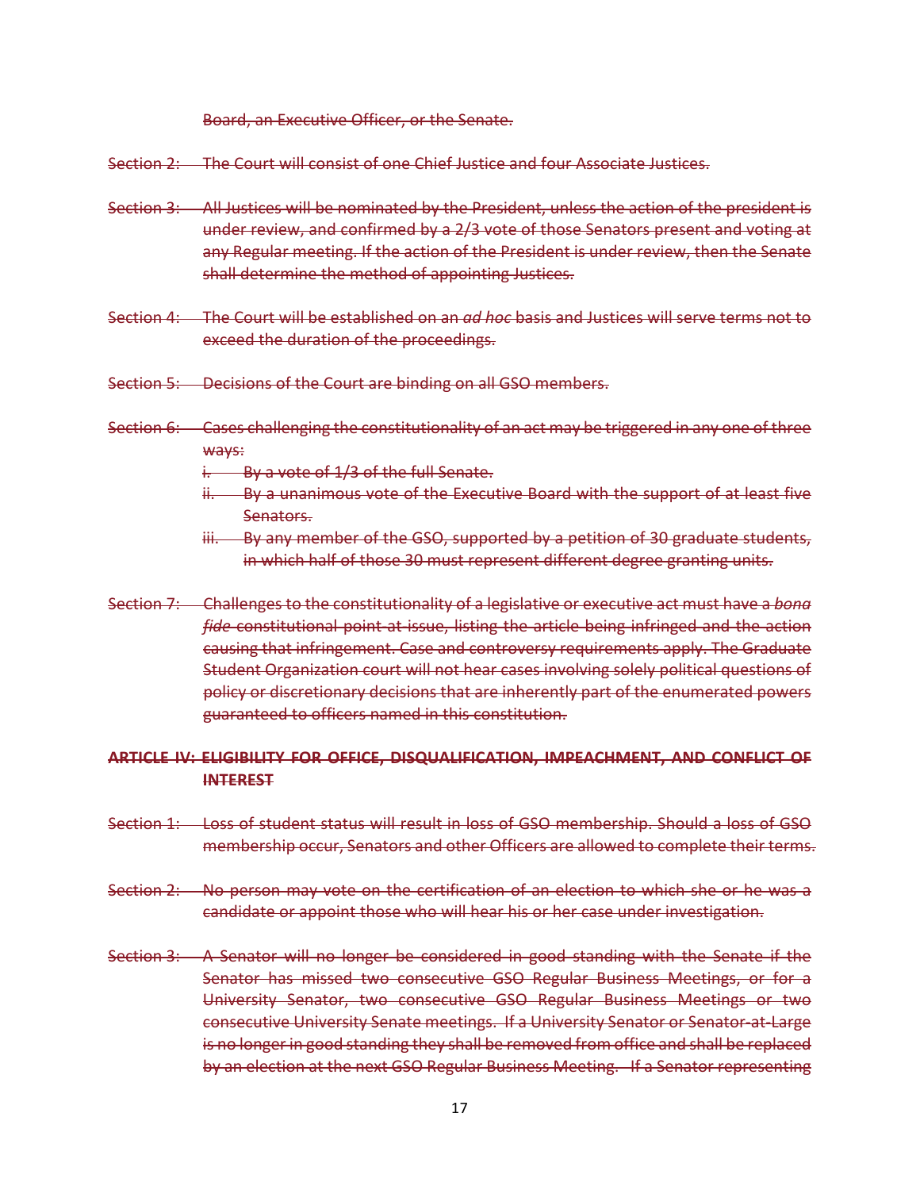~~Board, an Executive Officer, or the Senate.~~

~~Section 2: The Court will consist of one Chief Justice and four Associate Justices.~~

~~Section 3: All Justices will be nominated by the President, unless the action of the president is under review, and confirmed by a 2/3 vote of those Senators present and voting at any Regular meeting. If the action of the President is under review, then the Senate shall determine the method of appointing Justices.~~

~~Section 4: The Court will be established on an *ad hoc* basis and Justices will serve terms not to exceed the duration of the proceedings.~~

~~Section 5: Decisions of the Court are binding on all GSO members.~~

~~Section 6: Cases challenging the constitutionality of an act may be triggered in any one of three ways:~~

~~i. By a vote of 1/3 of the full Senate.~~

~~ii. By a unanimous vote of the Executive Board with the support of at least five Senators.~~

~~iii. By any member of the GSO, supported by a petition of 30 graduate students, in which half of those 30 must represent different degree granting units.~~

~~Section 7: Challenges to the constitutionality of a legislative or executive act must have a *bona fide* constitutional point at issue, listing the article being infringed and the action causing that infringement. Case and controversy requirements apply. The Graduate Student Organization court will not hear cases involving solely political questions of policy or discretionary decisions that are inherently part of the enumerated powers guaranteed to officers named in this constitution.~~

## ~~ARTICLE IV: ELIGIBILITY FOR OFFICE, DISQUALIFICATION, IMPEACHMENT, AND CONFLICT OF INTEREST~~

~~Section 1: Loss of student status will result in loss of GSO membership. Should a loss of GSO membership occur, Senators and other Officers are allowed to complete their terms.~~

~~Section 2: No person may vote on the certification of an election to which she or he was a candidate or appoint those who will hear his or her case under investigation.~~

~~Section 3: A Senator will no longer be considered in good standing with the Senate if the Senator has missed two consecutive GSO Regular Business Meetings, or for a University Senator, two consecutive GSO Regular Business Meetings or two consecutive University Senate meetings. If a University Senator or Senator-at-Large is no longer in good standing they shall be removed from office and shall be replaced by an election at the next GSO Regular Business Meeting. If a Senator representing~~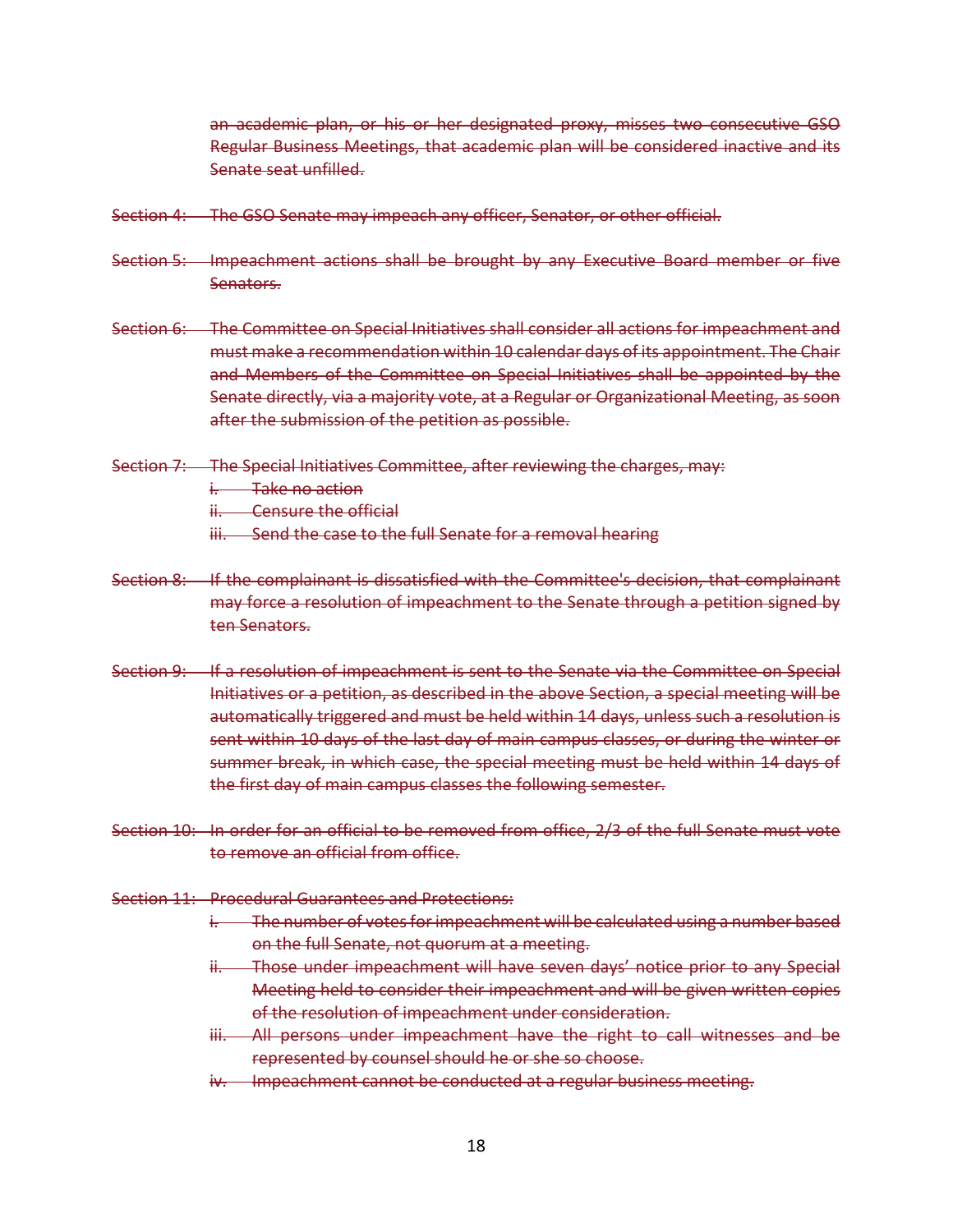~~an academic plan, or his or her designated proxy, misses two consecutive GSO Regular Business Meetings, that academic plan will be considered inactive and its Senate seat unfilled.~~

~~Section 4: The GSO Senate may impeach any officer, Senator, or other official.~~

~~Section 5: Impeachment actions shall be brought by any Executive Board member or five Senators.~~

~~Section 6: The Committee on Special Initiatives shall consider all actions for impeachment and must make a recommendation within 10 calendar days of its appointment. The Chair and Members of the Committee on Special Initiatives shall be appointed by the Senate directly, via a majority vote, at a Regular or Organizational Meeting, as soon after the submission of the petition as possible.~~

~~Section 7: The Special Initiatives Committee, after reviewing the charges, may:~~

~~i. Take no action~~
~~ii. Censure the official~~
~~iii. Send the case to the full Senate for a removal hearing~~

~~Section 8: If the complainant is dissatisfied with the Committee's decision, that complainant may force a resolution of impeachment to the Senate through a petition signed by ten Senators.~~

~~Section 9: If a resolution of impeachment is sent to the Senate via the Committee on Special Initiatives or a petition, as described in the above Section, a special meeting will be automatically triggered and must be held within 14 days, unless such a resolution is sent within 10 days of the last day of main campus classes, or during the winter or summer break, in which case, the special meeting must be held within 14 days of the first day of main campus classes the following semester.~~

~~Section 10: In order for an official to be removed from office, 2/3 of the full Senate must vote to remove an official from office.~~

~~Section 11: Procedural Guarantees and Protections:~~

~~i. The number of votes for impeachment will be calculated using a number based on the full Senate, not quorum at a meeting.~~
~~ii. Those under impeachment will have seven days' notice prior to any Special Meeting held to consider their impeachment and will be given written copies of the resolution of impeachment under consideration.~~
~~iii. All persons under impeachment have the right to call witnesses and be represented by counsel should he or she so choose.~~
~~iv. Impeachment cannot be conducted at a regular business meeting.~~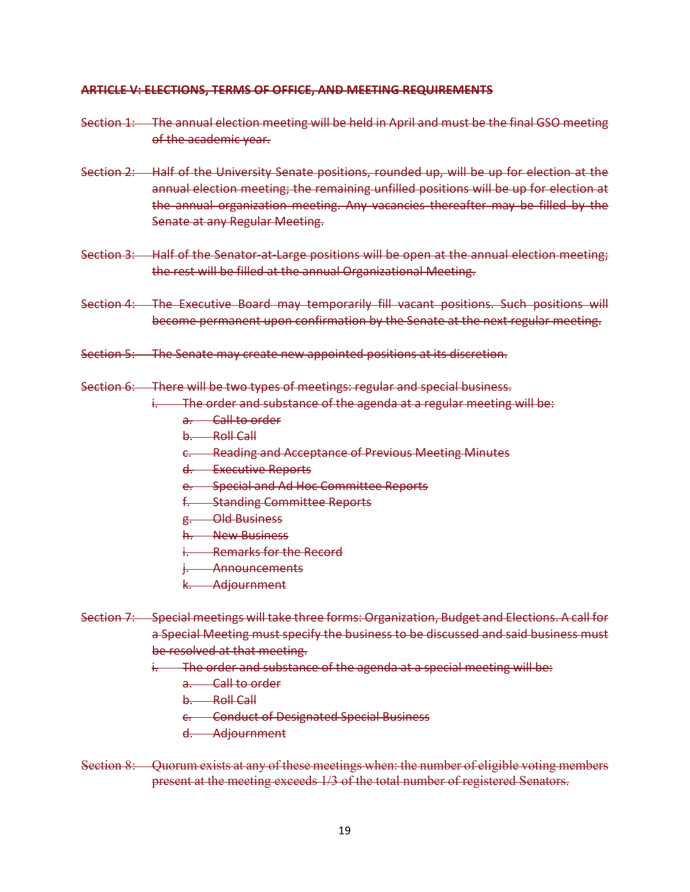~~**ARTICLE V: ELECTIONS, TERMS OF OFFICE, AND MEETING REQUIREMENTS**~~

~~Section 1: The annual election meeting will be held in April and must be the final GSO meeting of the academic year.~~

~~Section 2: Half of the University Senate positions, rounded up, will be up for election at the annual election meeting; the remaining unfilled positions will be up for election at the annual organization meeting. Any vacancies thereafter may be filled by the Senate at any Regular Meeting.~~

~~Section 3: Half of the Senator-at-Large positions will be open at the annual election meeting; the rest will be filled at the annual Organizational Meeting.~~

~~Section 4: The Executive Board may temporarily fill vacant positions. Such positions will become permanent upon confirmation by the Senate at the next regular meeting.~~

~~Section 5: The Senate may create new appointed positions at its discretion.~~

~~Section 6: There will be two types of meetings: regular and special business.~~

- ~~i. The order and substance of the agenda at a regular meeting will be:~~
    - ~~a. Call to order~~
    - ~~b. Roll Call~~
    - ~~c. Reading and Acceptance of Previous Meeting Minutes~~
    - ~~d. Executive Reports~~
    - ~~e. Special and Ad Hoc Committee Reports~~
    - ~~f. Standing Committee Reports~~
    - ~~g. Old Business~~
    - ~~h. New Business~~
    - ~~i. Remarks for the Record~~
    - ~~j. Announcements~~
    - ~~k. Adjournment~~

~~Section 7: Special meetings will take three forms: Organization, Budget and Elections. A call for a Special Meeting must specify the business to be discussed and said business must be resolved at that meeting.~~

- ~~i. The order and substance of the agenda at a special meeting will be:~~
    - ~~a. Call to order~~
    - ~~b. Roll Call~~
    - ~~c. Conduct of Designated Special Business~~
    - ~~d. Adjournment~~

~~Section 8: Quorum exists at any of these meetings when: the number of eligible voting members present at the meeting exceeds 1/3 of the total number of registered Senators.~~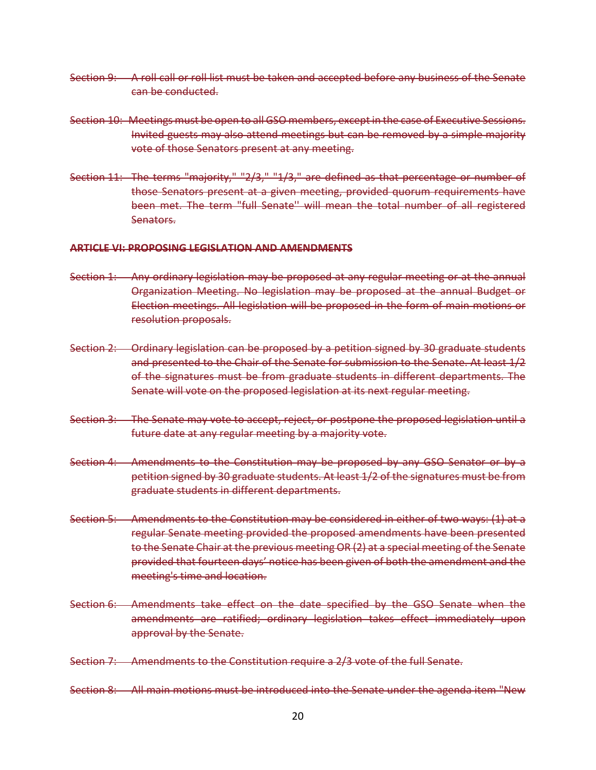~~Section 9: A roll call or roll list must be taken and accepted before any business of the Senate can be conducted.~~

~~Section 10: Meetings must be open to all GSO members, except in the case of Executive Sessions. Invited guests may also attend meetings but can be removed by a simple majority vote of those Senators present at any meeting.~~

~~Section 11: The terms "majority," "2/3," "1/3," are defined as that percentage or number of those Senators present at a given meeting, provided quorum requirements have been met. The term "full Senate'' will mean the total number of all registered Senators.~~

~~**ARTICLE VI: PROPOSING LEGISLATION AND AMENDMENTS**~~

~~Section 1: Any ordinary legislation may be proposed at any regular meeting or at the annual Organization Meeting. No legislation may be proposed at the annual Budget or Election meetings. All legislation will be proposed in the form of main motions or resolution proposals.~~

~~Section 2: Ordinary legislation can be proposed by a petition signed by 30 graduate students and presented to the Chair of the Senate for submission to the Senate. At least 1/2 of the signatures must be from graduate students in different departments. The Senate will vote on the proposed legislation at its next regular meeting.~~

~~Section 3: The Senate may vote to accept, reject, or postpone the proposed legislation until a future date at any regular meeting by a majority vote.~~

~~Section 4: Amendments to the Constitution may be proposed by any GSO Senator or by a petition signed by 30 graduate students. At least 1/2 of the signatures must be from graduate students in different departments.~~

~~Section 5: Amendments to the Constitution may be considered in either of two ways: (1) at a regular Senate meeting provided the proposed amendments have been presented to the Senate Chair at the previous meeting OR (2) at a special meeting of the Senate provided that fourteen days' notice has been given of both the amendment and the meeting's time and location.~~

~~Section 6: Amendments take effect on the date specified by the GSO Senate when the amendments are ratified; ordinary legislation takes effect immediately upon approval by the Senate.~~

~~Section 7: Amendments to the Constitution require a 2/3 vote of the full Senate.~~

~~Section 8: All main motions must be introduced into the Senate under the agenda item "New~~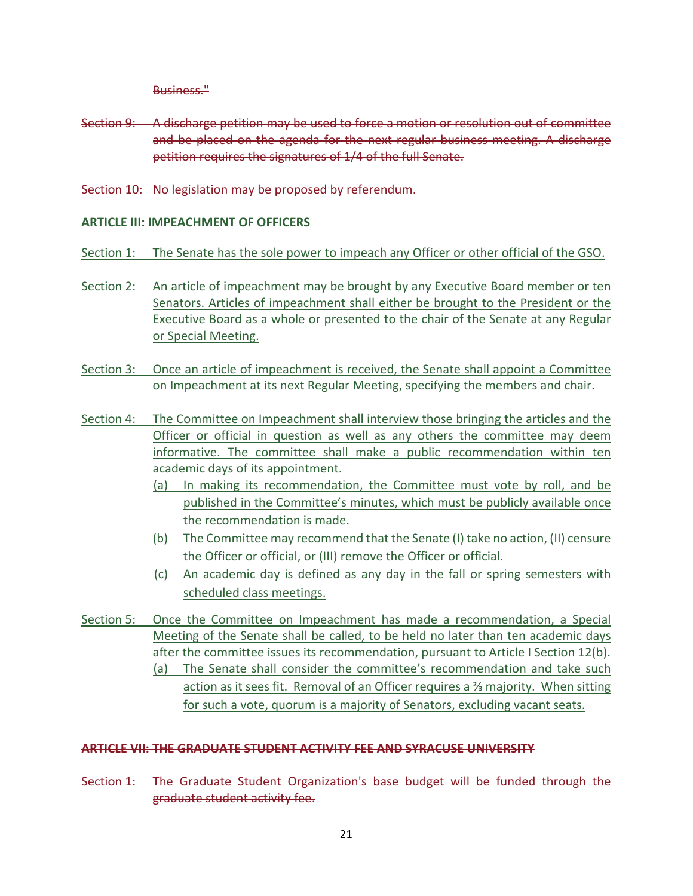~~Business."~~

~~Section 9: A discharge petition may be used to force a motion or resolution out of committee and be placed on the agenda for the next regular business meeting. A discharge petition requires the signatures of 1/4 of the full Senate.~~

~~Section 10: No legislation may be proposed by referendum.~~

**ARTICLE III: IMPEACHMENT OF OFFICERS**

Section 1: The Senate has the sole power to impeach any Officer or other official of the GSO.

Section 2: An article of impeachment may be brought by any Executive Board member or ten Senators. Articles of impeachment shall either be brought to the President or the Executive Board as a whole or presented to the chair of the Senate at any Regular or Special Meeting.

Section 3: Once an article of impeachment is received, the Senate shall appoint a Committee on Impeachment at its next Regular Meeting, specifying the members and chair.

Section 4: The Committee on Impeachment shall interview those bringing the articles and the Officer or official in question as well as any others the committee may deem informative. The committee shall make a public recommendation within ten academic days of its appointment.

- (a) In making its recommendation, the Committee must vote by roll, and be published in the Committee's minutes, which must be publicly available once the recommendation is made.
- (b) The Committee may recommend that the Senate (I) take no action, (II) censure the Officer or official, or (III) remove the Officer or official.
- (c) An academic day is defined as any day in the fall or spring semesters with scheduled class meetings.

Section 5: Once the Committee on Impeachment has made a recommendation, a Special Meeting of the Senate shall be called, to be held no later than ten academic days after the committee issues its recommendation, pursuant to Article I Section 12(b).

- (a) The Senate shall consider the committee's recommendation and take such action as it sees fit. Removal of an Officer requires a ⅔ majority. When sitting for such a vote, quorum is a majority of Senators, excluding vacant seats.

~~**ARTICLE VII: THE GRADUATE STUDENT ACTIVITY FEE AND SYRACUSE UNIVERSITY**~~

~~Section 1: The Graduate Student Organization's base budget will be funded through the graduate student activity fee.~~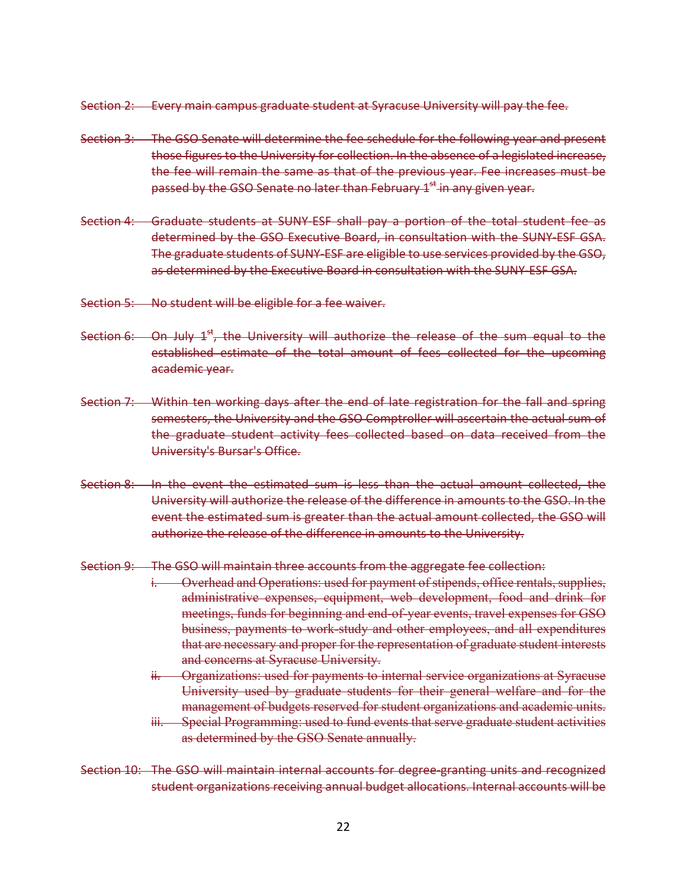~~Section 2: Every main campus graduate student at Syracuse University will pay the fee.~~

~~Section 3: The GSO Senate will determine the fee schedule for the following year and present those figures to the University for collection. In the absence of a legislated increase, the fee will remain the same as that of the previous year. Fee increases must be passed by the GSO Senate no later than February 1st in any given year.~~

~~Section 4: Graduate students at SUNY-ESF shall pay a portion of the total student fee as determined by the GSO Executive Board, in consultation with the SUNY-ESF GSA. The graduate students of SUNY-ESF are eligible to use services provided by the GSO, as determined by the Executive Board in consultation with the SUNY-ESF GSA.~~

~~Section 5: No student will be eligible for a fee waiver.~~

~~Section 6: On July 1st, the University will authorize the release of the sum equal to the established estimate of the total amount of fees collected for the upcoming academic year.~~

~~Section 7: Within ten working days after the end of late registration for the fall and spring semesters, the University and the GSO Comptroller will ascertain the actual sum of the graduate student activity fees collected based on data received from the University's Bursar's Office.~~

~~Section 8: In the event the estimated sum is less than the actual amount collected, the University will authorize the release of the difference in amounts to the GSO. In the event the estimated sum is greater than the actual amount collected, the GSO will authorize the release of the difference in amounts to the University.~~

~~Section 9: The GSO will maintain three accounts from the aggregate fee collection:~~

~~i. Overhead and Operations: used for payment of stipends, office rentals, supplies, administrative expenses, equipment, web development, food and drink for meetings, funds for beginning and end-of-year events, travel expenses for GSO business, payments to work-study and other employees, and all expenditures that are necessary and proper for the representation of graduate student interests and concerns at Syracuse University.~~

~~ii. Organizations: used for payments to internal service organizations at Syracuse University used by graduate students for their general welfare and for the management of budgets reserved for student organizations and academic units.~~

~~iii. Special Programming: used to fund events that serve graduate student activities as determined by the GSO Senate annually.~~

~~Section 10: The GSO will maintain internal accounts for degree-granting units and recognized student organizations receiving annual budget allocations. Internal accounts will be~~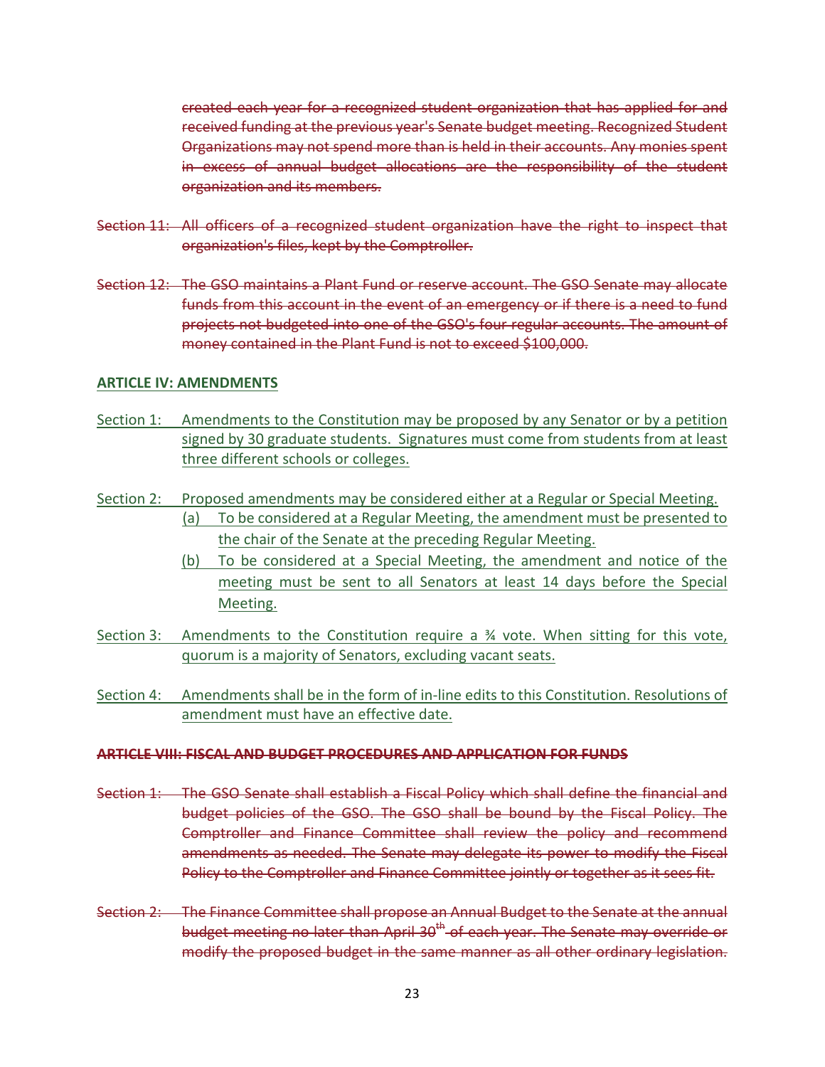~~created each year for a recognized student organization that has applied for and received funding at the previous year's Senate budget meeting. Recognized Student Organizations may not spend more than is held in their accounts. Any monies spent in excess of annual budget allocations are the responsibility of the student organization and its members.~~

~~Section 11: All officers of a recognized student organization have the right to inspect that organization's files, kept by the Comptroller.~~

~~Section 12: The GSO maintains a Plant Fund or reserve account. The GSO Senate may allocate funds from this account in the event of an emergency or if there is a need to fund projects not budgeted into one of the GSO's four regular accounts. The amount of money contained in the Plant Fund is not to exceed $100,000.~~

<u>**ARTICLE IV: AMENDMENTS**</u>

<u>Section 1: Amendments to the Constitution may be proposed by any Senator or by a petition signed by 30 graduate students. Signatures must come from students from at least three different schools or colleges.</u>

<u>Section 2: Proposed amendments may be considered either at a Regular or Special Meeting.</u>

<u>(a) To be considered at a Regular Meeting, the amendment must be presented to the chair of the Senate at the preceding Regular Meeting.</u>

<u>(b) To be considered at a Special Meeting, the amendment and notice of the meeting must be sent to all Senators at least 14 days before the Special Meeting.</u>

<u>Section 3: Amendments to the Constitution require a ¾ vote. When sitting for this vote, quorum is a majority of Senators, excluding vacant seats.</u>

<u>Section 4: Amendments shall be in the form of in-line edits to this Constitution. Resolutions of amendment must have an effective date.</u>

~~**ARTICLE VIII: FISCAL AND BUDGET PROCEDURES AND APPLICATION FOR FUNDS**~~

~~Section 1: The GSO Senate shall establish a Fiscal Policy which shall define the financial and budget policies of the GSO. The GSO shall be bound by the Fiscal Policy. The Comptroller and Finance Committee shall review the policy and recommend amendments as needed. The Senate may delegate its power to modify the Fiscal Policy to the Comptroller and Finance Committee jointly or together as it sees fit.~~

~~Section 2: The Finance Committee shall propose an Annual Budget to the Senate at the annual budget meeting no later than April 30th of each year. The Senate may override or modify the proposed budget in the same manner as all other ordinary legislation.~~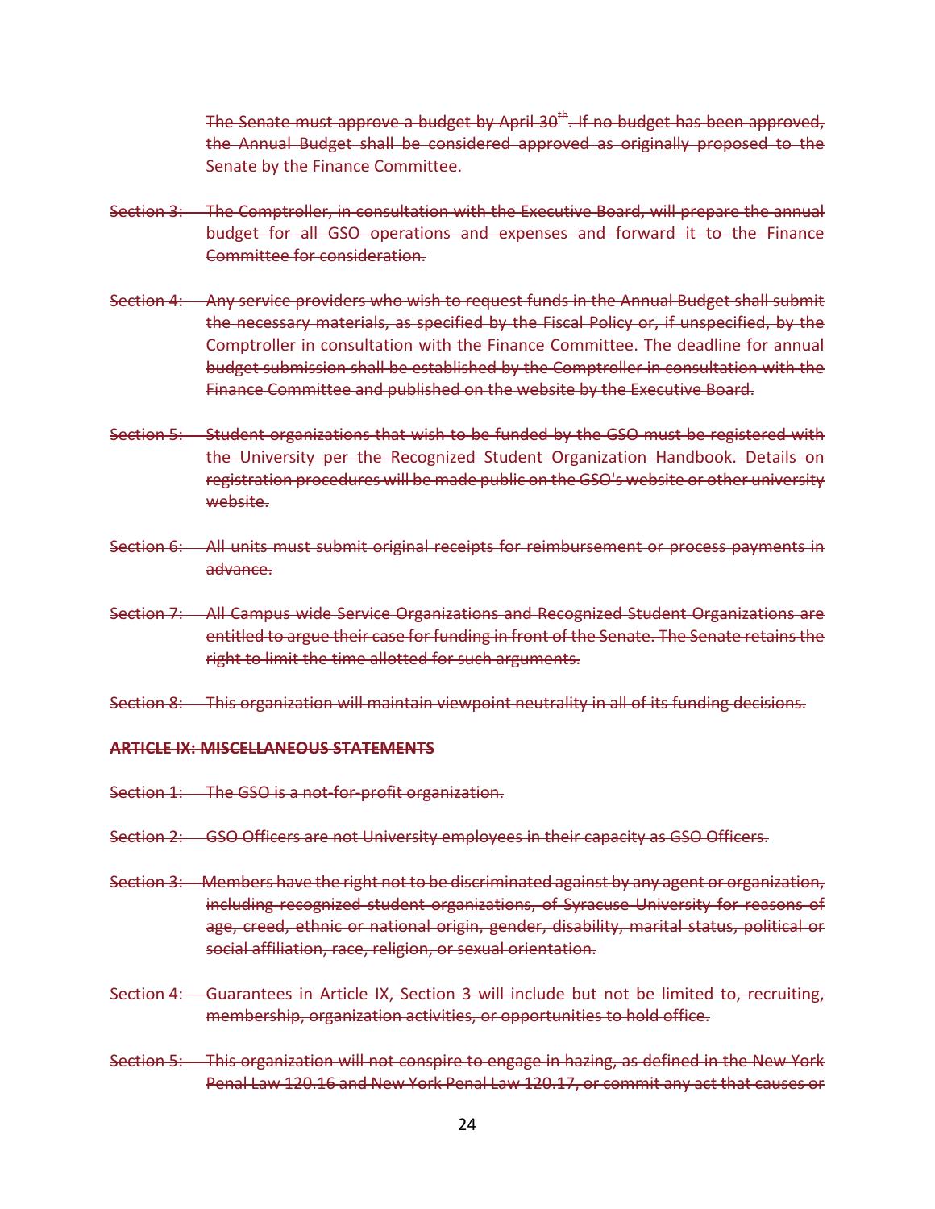~~The Senate must approve a budget by April 30th. If no budget has been approved, the Annual Budget shall be considered approved as originally proposed to the Senate by the Finance Committee.~~

~~Section 3: The Comptroller, in consultation with the Executive Board, will prepare the annual budget for all GSO operations and expenses and forward it to the Finance Committee for consideration.~~

~~Section 4: Any service providers who wish to request funds in the Annual Budget shall submit the necessary materials, as specified by the Fiscal Policy or, if unspecified, by the Comptroller in consultation with the Finance Committee. The deadline for annual budget submission shall be established by the Comptroller in consultation with the Finance Committee and published on the website by the Executive Board.~~

~~Section 5: Student organizations that wish to be funded by the GSO must be registered with the University per the Recognized Student Organization Handbook. Details on registration procedures will be made public on the GSO's website or other university website.~~

~~Section 6: All units must submit original receipts for reimbursement or process payments in advance.~~

~~Section 7: All Campus wide Service Organizations and Recognized Student Organizations are entitled to argue their case for funding in front of the Senate. The Senate retains the right to limit the time allotted for such arguments.~~

~~Section 8: This organization will maintain viewpoint neutrality in all of its funding decisions.~~

**~~ARTICLE IX: MISCELLANEOUS STATEMENTS~~**

~~Section 1: The GSO is a not-for-profit organization.~~

~~Section 2: GSO Officers are not University employees in their capacity as GSO Officers.~~

~~Section 3: Members have the right not to be discriminated against by any agent or organization, including recognized student organizations, of Syracuse University for reasons of age, creed, ethnic or national origin, gender, disability, marital status, political or social affiliation, race, religion, or sexual orientation.~~

~~Section 4: Guarantees in Article IX, Section 3 will include but not be limited to, recruiting, membership, organization activities, or opportunities to hold office.~~

~~Section 5: This organization will not conspire to engage in hazing, as defined in the New York Penal Law 120.16 and New York Penal Law 120.17, or commit any act that causes or~~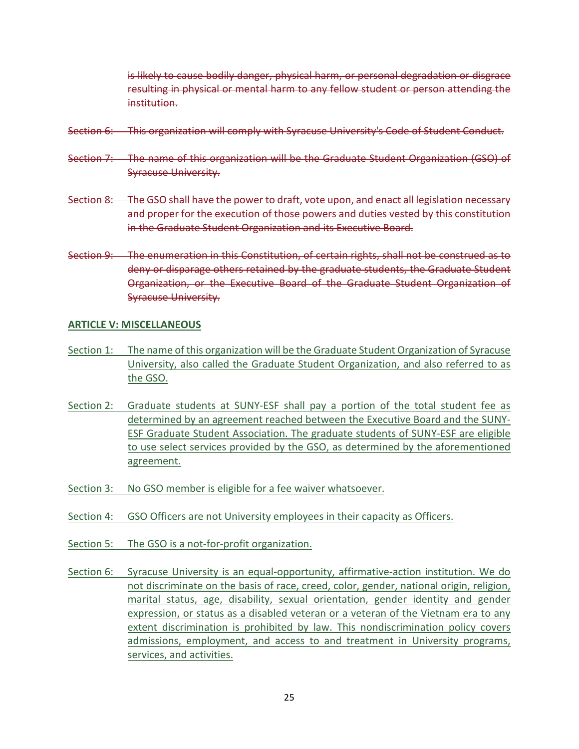~~is likely to cause bodily danger, physical harm, or personal degradation or disgrace resulting in physical or mental harm to any fellow student or person attending the institution.~~

~~Section 6: This organization will comply with Syracuse University's Code of Student Conduct.~~

~~Section 7: The name of this organization will be the Graduate Student Organization (GSO) of Syracuse University.~~

~~Section 8: The GSO shall have the power to draft, vote upon, and enact all legislation necessary and proper for the execution of those powers and duties vested by this constitution in the Graduate Student Organization and its Executive Board.~~

~~Section 9: The enumeration in this Constitution, of certain rights, shall not be construed as to deny or disparage others retained by the graduate students, the Graduate Student Organization, or the Executive Board of the Graduate Student Organization of Syracuse University.~~

**ARTICLE V: MISCELLANEOUS**

Section 1: The name of this organization will be the Graduate Student Organization of Syracuse University, also called the Graduate Student Organization, and also referred to as the GSO.

Section 2: Graduate students at SUNY-ESF shall pay a portion of the total student fee as determined by an agreement reached between the Executive Board and the SUNY-ESF Graduate Student Association. The graduate students of SUNY-ESF are eligible to use select services provided by the GSO, as determined by the aforementioned agreement.

Section 3: No GSO member is eligible for a fee waiver whatsoever.

Section 4: GSO Officers are not University employees in their capacity as Officers.

Section 5: The GSO is a not-for-profit organization.

Section 6: Syracuse University is an equal-opportunity, affirmative-action institution. We do not discriminate on the basis of race, creed, color, gender, national origin, religion, marital status, age, disability, sexual orientation, gender identity and gender expression, or status as a disabled veteran or a veteran of the Vietnam era to any extent discrimination is prohibited by law. This nondiscrimination policy covers admissions, employment, and access to and treatment in University programs, services, and activities.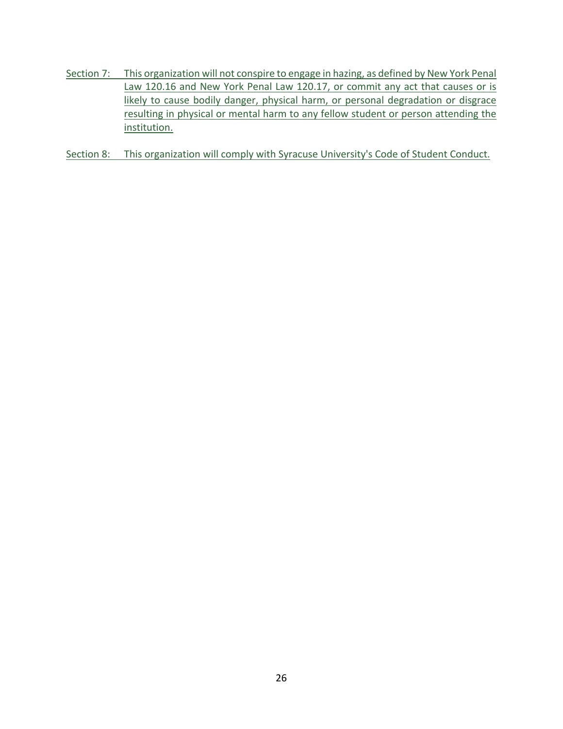Section 7: This organization will not conspire to engage in hazing, as defined by New York Penal Law 120.16 and New York Penal Law 120.17, or commit any act that causes or is likely to cause bodily danger, physical harm, or personal degradation or disgrace resulting in physical or mental harm to any fellow student or person attending the institution.

Section 8: This organization will comply with Syracuse University's Code of Student Conduct.